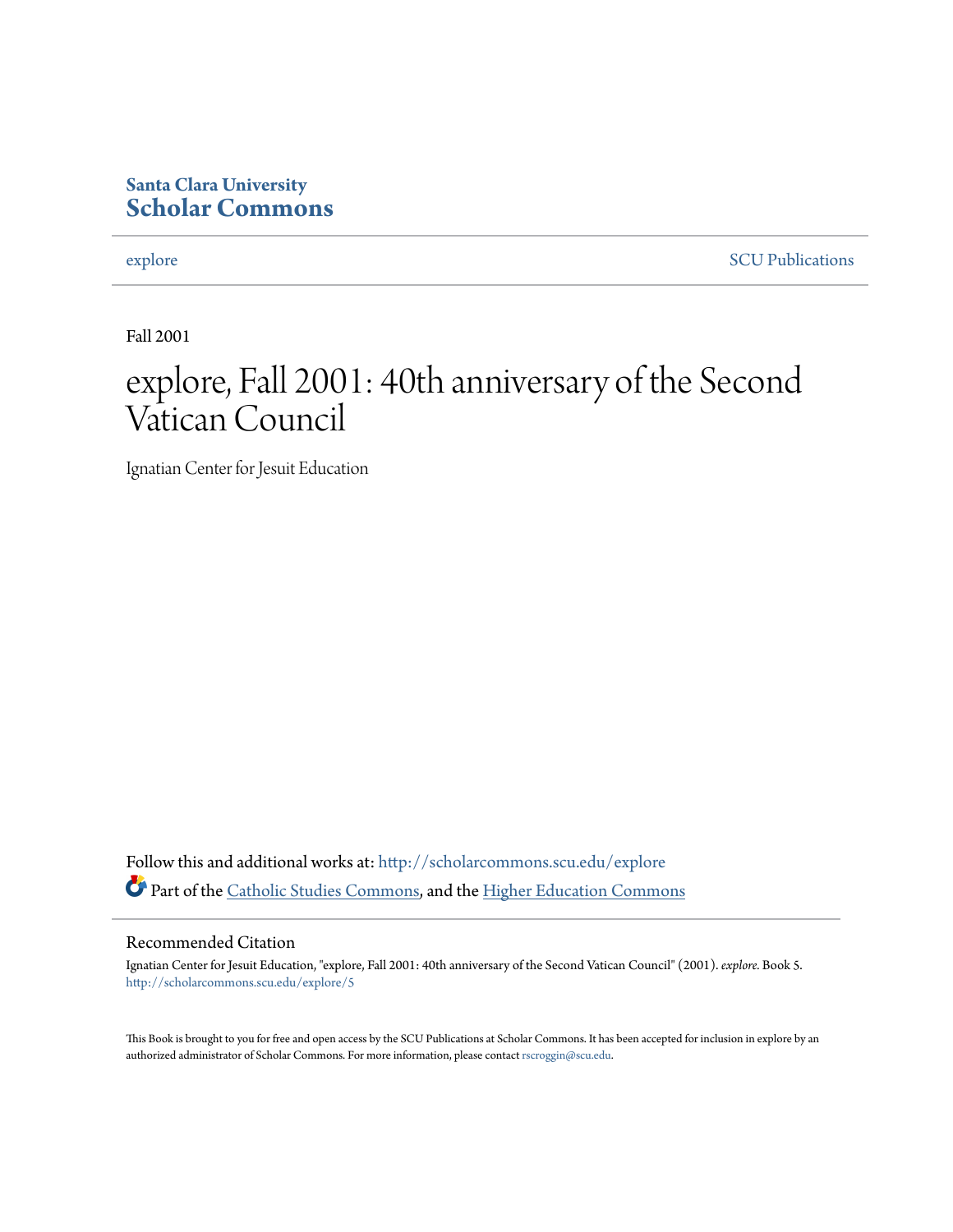Santa Clara University
**Scholar Commons**

explore SCU Publications

Fall 2001

# explore, Fall 2001: 40th anniversary of the Second Vatican Council

Ignatian Center for Jesuit Education

Follow this and additional works at: http://scholarcommons.scu.edu/explore

Part of the Catholic Studies Commons, and the Higher Education Commons

## Recommended Citation

Ignatian Center for Jesuit Education, "explore, Fall 2001: 40th anniversary of the Second Vatican Council" (2001). *explore*. Book 5. http://scholarcommons.scu.edu/explore/5

This Book is brought to you for free and open access by the SCU Publications at Scholar Commons. It has been accepted for inclusion in explore by an authorized administrator of Scholar Commons. For more information, please contact rscroggin@scu.edu.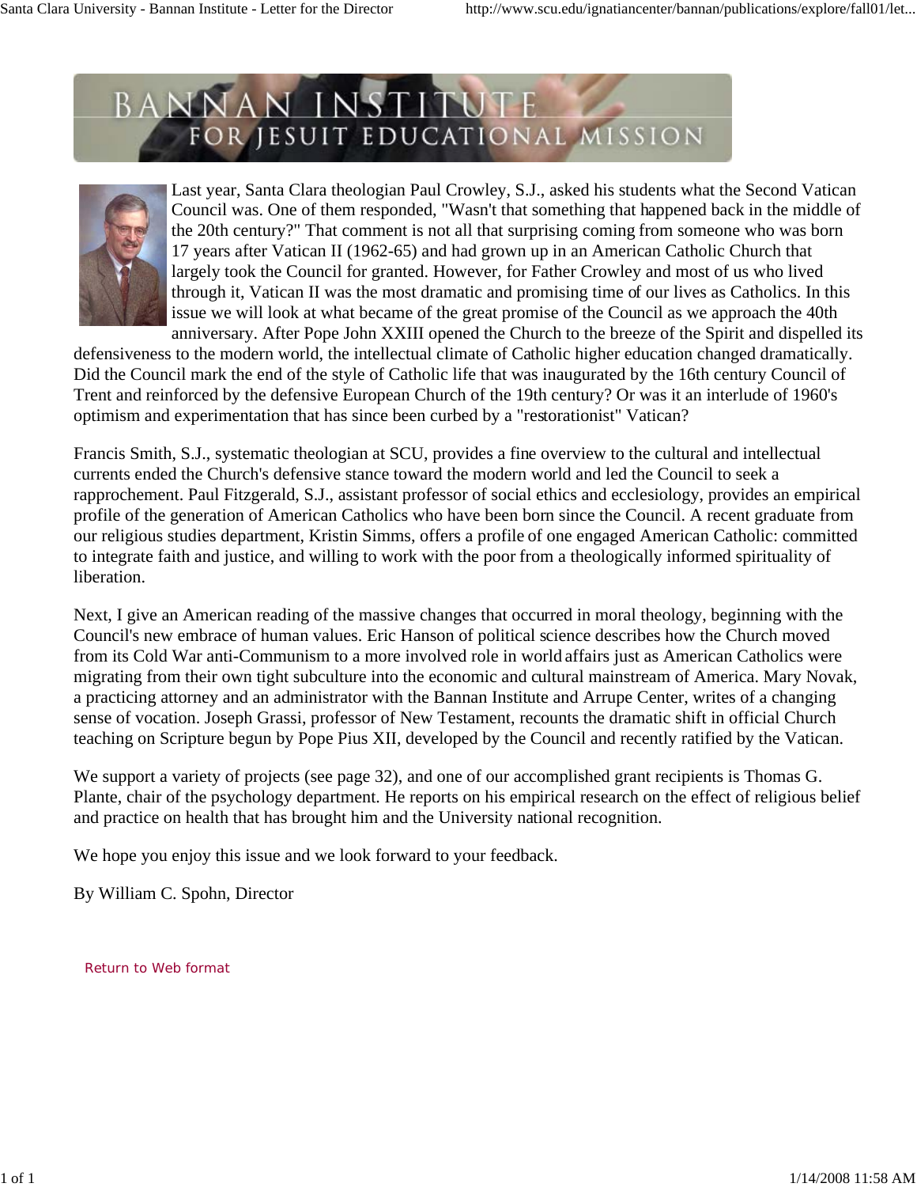# BANNAN INSTITUTE FOR JESUIT EDUCATIONAL MISSION

Last year, Santa Clara theologian Paul Crowley, S.J., asked his students what the Second Vatican Council was. One of them responded, "Wasn't that something that happened back in the middle of the 20th century?" That comment is not all that surprising coming from someone who was born 17 years after Vatican II (1962-65) and had grown up in an American Catholic Church that largely took the Council for granted. However, for Father Crowley and most of us who lived through it, Vatican II was the most dramatic and promising time of our lives as Catholics. In this issue we will look at what became of the great promise of the Council as we approach the 40th anniversary. After Pope John XXIII opened the Church to the breeze of the Spirit and dispelled its defensiveness to the modern world, the intellectual climate of Catholic higher education changed dramatically. Did the Council mark the end of the style of Catholic life that was inaugurated by the 16th century Council of Trent and reinforced by the defensive European Church of the 19th century? Or was it an interlude of 1960's optimism and experimentation that has since been curbed by a "restorationist" Vatican?

Francis Smith, S.J., systematic theologian at SCU, provides a fine overview to the cultural and intellectual currents ended the Church's defensive stance toward the modern world and led the Council to seek a rapprochement. Paul Fitzgerald, S.J., assistant professor of social ethics and ecclesiology, provides an empirical profile of the generation of American Catholics who have been born since the Council. A recent graduate from our religious studies department, Kristin Simms, offers a profile of one engaged American Catholic: committed to integrate faith and justice, and willing to work with the poor from a theologically informed spirituality of liberation.

Next, I give an American reading of the massive changes that occurred in moral theology, beginning with the Council's new embrace of human values. Eric Hanson of political science describes how the Church moved from its Cold War anti-Communism to a more involved role in world affairs just as American Catholics were migrating from their own tight subculture into the economic and cultural mainstream of America. Mary Novak, a practicing attorney and an administrator with the Bannan Institute and Arrupe Center, writes of a changing sense of vocation. Joseph Grassi, professor of New Testament, recounts the dramatic shift in official Church teaching on Scripture begun by Pope Pius XII, developed by the Council and recently ratified by the Vatican.

We support a variety of projects (see page 32), and one of our accomplished grant recipients is Thomas G. Plante, chair of the psychology department. He reports on his empirical research on the effect of religious belief and practice on health that has brought him and the University national recognition.

We hope you enjoy this issue and we look forward to your feedback.

By William C. Spohn, Director

Return to Web format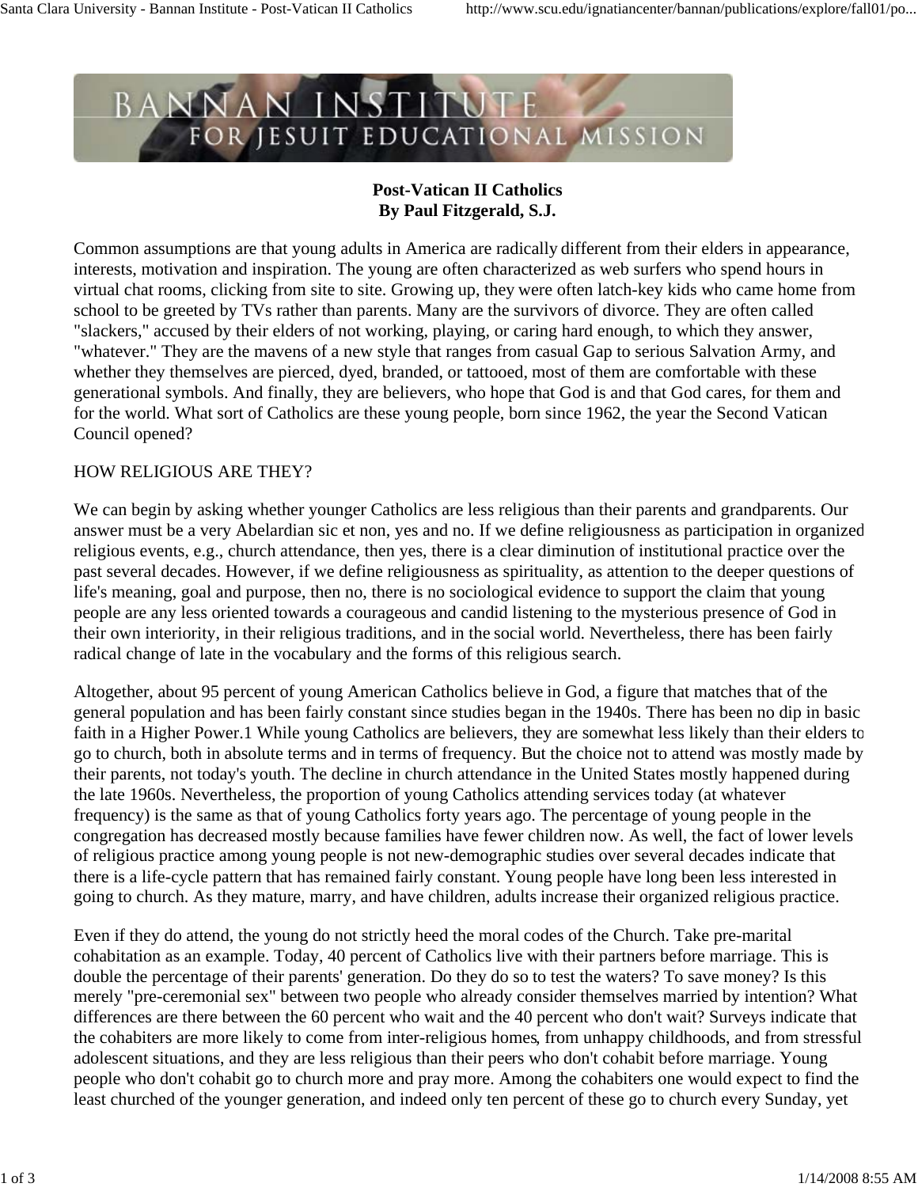**Post-Vatican II Catholics**
**By Paul Fitzgerald, S.J.**

Common assumptions are that young adults in America are radically different from their elders in appearance, interests, motivation and inspiration. The young are often characterized as web surfers who spend hours in virtual chat rooms, clicking from site to site. Growing up, they were often latch-key kids who came home from school to be greeted by TVs rather than parents. Many are the survivors of divorce. They are often called "slackers," accused by their elders of not working, playing, or caring hard enough, to which they answer, "whatever." They are the mavens of a new style that ranges from casual Gap to serious Salvation Army, and whether they themselves are pierced, dyed, branded, or tattooed, most of them are comfortable with these generational symbols. And finally, they are believers, who hope that God is and that God cares, for them and for the world. What sort of Catholics are these young people, born since 1962, the year the Second Vatican Council opened?

HOW RELIGIOUS ARE THEY?

We can begin by asking whether younger Catholics are less religious than their parents and grandparents. Our answer must be a very Abelardian sic et non, yes and no. If we define religiousness as participation in organized religious events, e.g., church attendance, then yes, there is a clear diminution of institutional practice over the past several decades. However, if we define religiousness as spirituality, as attention to the deeper questions of life's meaning, goal and purpose, then no, there is no sociological evidence to support the claim that young people are any less oriented towards a courageous and candid listening to the mysterious presence of God in their own interiority, in their religious traditions, and in the social world. Nevertheless, there has been fairly radical change of late in the vocabulary and the forms of this religious search.

Altogether, about 95 percent of young American Catholics believe in God, a figure that matches that of the general population and has been fairly constant since studies began in the 1940s. There has been no dip in basic faith in a Higher Power.1 While young Catholics are believers, they are somewhat less likely than their elders to go to church, both in absolute terms and in terms of frequency. But the choice not to attend was mostly made by their parents, not today's youth. The decline in church attendance in the United States mostly happened during the late 1960s. Nevertheless, the proportion of young Catholics attending services today (at whatever frequency) is the same as that of young Catholics forty years ago. The percentage of young people in the congregation has decreased mostly because families have fewer children now. As well, the fact of lower levels of religious practice among young people is not new-demographic studies over several decades indicate that there is a life-cycle pattern that has remained fairly constant. Young people have long been less interested in going to church. As they mature, marry, and have children, adults increase their organized religious practice.

Even if they do attend, the young do not strictly heed the moral codes of the Church. Take pre-marital cohabitation as an example. Today, 40 percent of Catholics live with their partners before marriage. This is double the percentage of their parents' generation. Do they do so to test the waters? To save money? Is this merely "pre-ceremonial sex" between two people who already consider themselves married by intention? What differences are there between the 60 percent who wait and the 40 percent who don't wait? Surveys indicate that the cohabiters are more likely to come from inter-religious homes, from unhappy childhoods, and from stressful adolescent situations, and they are less religious than their peers who don't cohabit before marriage. Young people who don't cohabit go to church more and pray more. Among the cohabiters one would expect to find the least churched of the younger generation, and indeed only ten percent of these go to church every Sunday, yet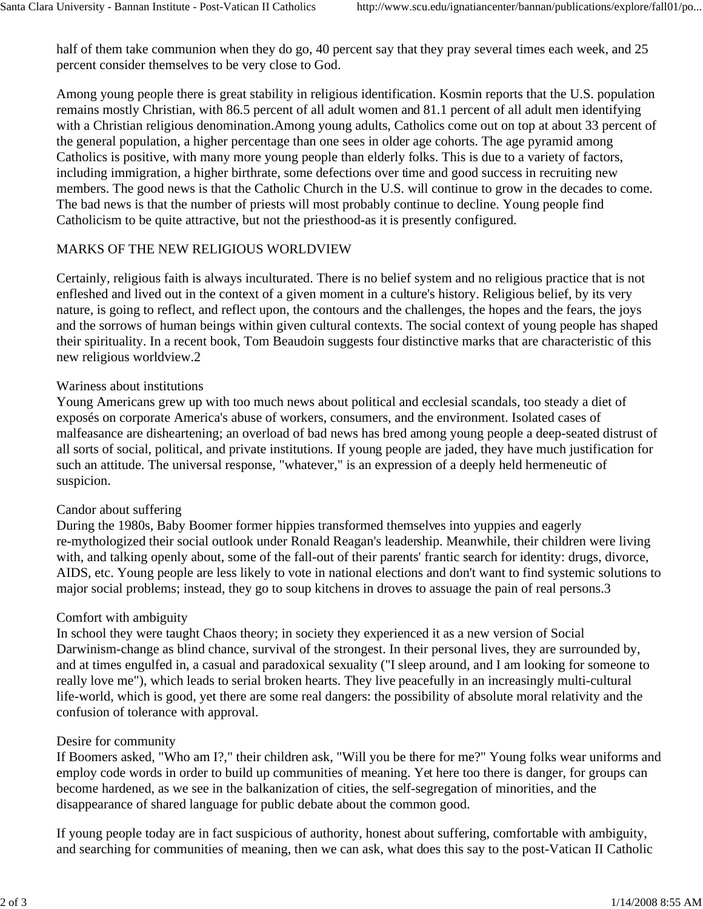half of them take communion when they do go, 40 percent say that they pray several times each week, and 25 percent consider themselves to be very close to God.

Among young people there is great stability in religious identification. Kosmin reports that the U.S. population remains mostly Christian, with 86.5 percent of all adult women and 81.1 percent of all adult men identifying with a Christian religious denomination.Among young adults, Catholics come out on top at about 33 percent of the general population, a higher percentage than one sees in older age cohorts. The age pyramid among Catholics is positive, with many more young people than elderly folks. This is due to a variety of factors, including immigration, a higher birthrate, some defections over time and good success in recruiting new members. The good news is that the Catholic Church in the U.S. will continue to grow in the decades to come. The bad news is that the number of priests will most probably continue to decline. Young people find Catholicism to be quite attractive, but not the priesthood-as it is presently configured.

## MARKS OF THE NEW RELIGIOUS WORLDVIEW

Certainly, religious faith is always inculturated. There is no belief system and no religious practice that is not enfleshed and lived out in the context of a given moment in a culture's history. Religious belief, by its very nature, is going to reflect, and reflect upon, the contours and the challenges, the hopes and the fears, the joys and the sorrows of human beings within given cultural contexts. The social context of young people has shaped their spirituality. In a recent book, Tom Beaudoin suggests four distinctive marks that are characteristic of this new religious worldview.2

### Wariness about institutions

Young Americans grew up with too much news about political and ecclesial scandals, too steady a diet of exposés on corporate America's abuse of workers, consumers, and the environment. Isolated cases of malfeasance are disheartening; an overload of bad news has bred among young people a deep-seated distrust of all sorts of social, political, and private institutions. If young people are jaded, they have much justification for such an attitude. The universal response, "whatever," is an expression of a deeply held hermeneutic of suspicion.

### Candor about suffering

During the 1980s, Baby Boomer former hippies transformed themselves into yuppies and eagerly re-mythologized their social outlook under Ronald Reagan's leadership. Meanwhile, their children were living with, and talking openly about, some of the fall-out of their parents' frantic search for identity: drugs, divorce, AIDS, etc. Young people are less likely to vote in national elections and don't want to find systemic solutions to major social problems; instead, they go to soup kitchens in droves to assuage the pain of real persons.3

### Comfort with ambiguity

In school they were taught Chaos theory; in society they experienced it as a new version of Social Darwinism-change as blind chance, survival of the strongest. In their personal lives, they are surrounded by, and at times engulfed in, a casual and paradoxical sexuality ("I sleep around, and I am looking for someone to really love me"), which leads to serial broken hearts. They live peacefully in an increasingly multi-cultural life-world, which is good, yet there are some real dangers: the possibility of absolute moral relativity and the confusion of tolerance with approval.

### Desire for community

If Boomers asked, "Who am I?," their children ask, "Will you be there for me?" Young folks wear uniforms and employ code words in order to build up communities of meaning. Yet here too there is danger, for groups can become hardened, as we see in the balkanization of cities, the self-segregation of minorities, and the disappearance of shared language for public debate about the common good.

If young people today are in fact suspicious of authority, honest about suffering, comfortable with ambiguity, and searching for communities of meaning, then we can ask, what does this say to the post-Vatican II Catholic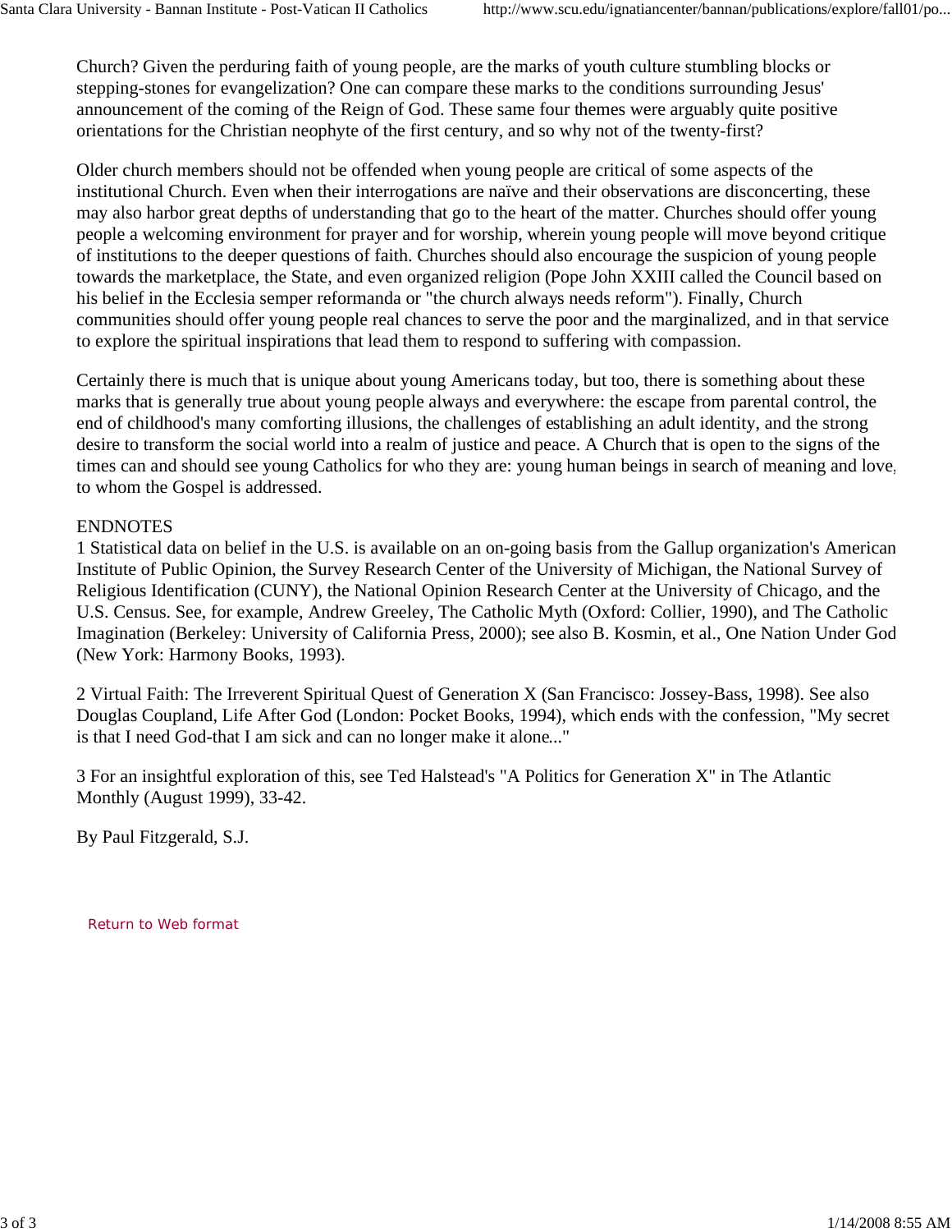Church? Given the perduring faith of young people, are the marks of youth culture stumbling blocks or stepping-stones for evangelization? One can compare these marks to the conditions surrounding Jesus' announcement of the coming of the Reign of God. These same four themes were arguably quite positive orientations for the Christian neophyte of the first century, and so why not of the twenty-first?

Older church members should not be offended when young people are critical of some aspects of the institutional Church. Even when their interrogations are naïve and their observations are disconcerting, these may also harbor great depths of understanding that go to the heart of the matter. Churches should offer young people a welcoming environment for prayer and for worship, wherein young people will move beyond critique of institutions to the deeper questions of faith. Churches should also encourage the suspicion of young people towards the marketplace, the State, and even organized religion (Pope John XXIII called the Council based on his belief in the Ecclesia semper reformanda or "the church always needs reform"). Finally, Church communities should offer young people real chances to serve the poor and the marginalized, and in that service to explore the spiritual inspirations that lead them to respond to suffering with compassion.

Certainly there is much that is unique about young Americans today, but too, there is something about these marks that is generally true about young people always and everywhere: the escape from parental control, the end of childhood's many comforting illusions, the challenges of establishing an adult identity, and the strong desire to transform the social world into a realm of justice and peace. A Church that is open to the signs of the times can and should see young Catholics for who they are: young human beings in search of meaning and love, to whom the Gospel is addressed.

ENDNOTES

1 Statistical data on belief in the U.S. is available on an on-going basis from the Gallup organization's American Institute of Public Opinion, the Survey Research Center of the University of Michigan, the National Survey of Religious Identification (CUNY), the National Opinion Research Center at the University of Chicago, and the U.S. Census. See, for example, Andrew Greeley, The Catholic Myth (Oxford: Collier, 1990), and The Catholic Imagination (Berkeley: University of California Press, 2000); see also B. Kosmin, et al., One Nation Under God (New York: Harmony Books, 1993).

2 Virtual Faith: The Irreverent Spiritual Quest of Generation X (San Francisco: Jossey-Bass, 1998). See also Douglas Coupland, Life After God (London: Pocket Books, 1994), which ends with the confession, "My secret is that I need God-that I am sick and can no longer make it alone..."

3 For an insightful exploration of this, see Ted Halstead's "A Politics for Generation X" in The Atlantic Monthly (August 1999), 33-42.

By Paul Fitzgerald, S.J.

Return to Web format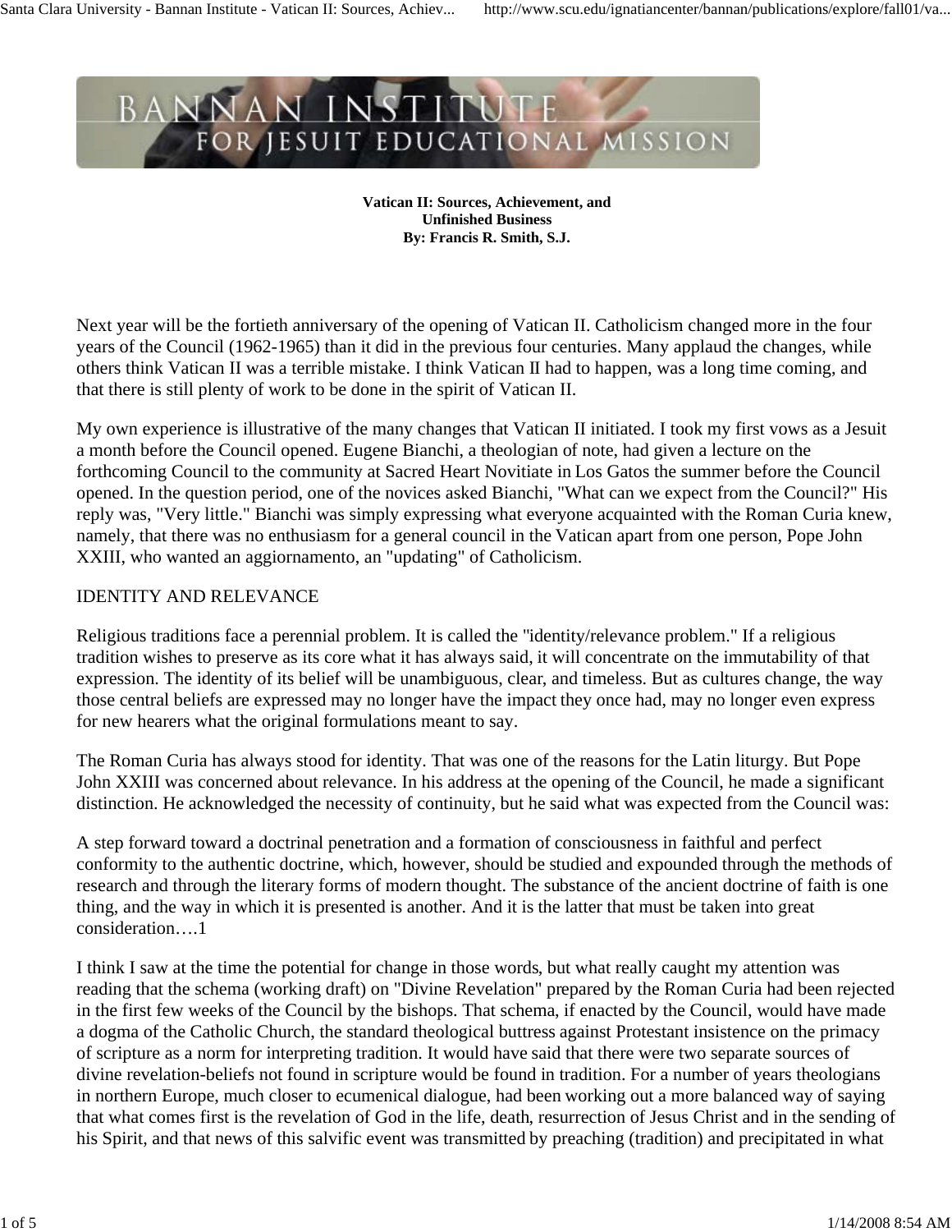**Vatican II: Sources, Achievement, and Unfinished Business**
**By: Francis R. Smith, S.J.**

Next year will be the fortieth anniversary of the opening of Vatican II. Catholicism changed more in the four years of the Council (1962-1965) than it did in the previous four centuries. Many applaud the changes, while others think Vatican II was a terrible mistake. I think Vatican II had to happen, was a long time coming, and that there is still plenty of work to be done in the spirit of Vatican II.

My own experience is illustrative of the many changes that Vatican II initiated. I took my first vows as a Jesuit a month before the Council opened. Eugene Bianchi, a theologian of note, had given a lecture on the forthcoming Council to the community at Sacred Heart Novitiate in Los Gatos the summer before the Council opened. In the question period, one of the novices asked Bianchi, "What can we expect from the Council?" His reply was, "Very little." Bianchi was simply expressing what everyone acquainted with the Roman Curia knew, namely, that there was no enthusiasm for a general council in the Vatican apart from one person, Pope John XXIII, who wanted an aggiornamento, an "updating" of Catholicism.

## IDENTITY AND RELEVANCE

Religious traditions face a perennial problem. It is called the "identity/relevance problem." If a religious tradition wishes to preserve as its core what it has always said, it will concentrate on the immutability of that expression. The identity of its belief will be unambiguous, clear, and timeless. But as cultures change, the way those central beliefs are expressed may no longer have the impact they once had, may no longer even express for new hearers what the original formulations meant to say.

The Roman Curia has always stood for identity. That was one of the reasons for the Latin liturgy. But Pope John XXIII was concerned about relevance. In his address at the opening of the Council, he made a significant distinction. He acknowledged the necessity of continuity, but he said what was expected from the Council was:

A step forward toward a doctrinal penetration and a formation of consciousness in faithful and perfect conformity to the authentic doctrine, which, however, should be studied and expounded through the methods of research and through the literary forms of modern thought. The substance of the ancient doctrine of faith is one thing, and the way in which it is presented is another. And it is the latter that must be taken into great consideration….1

I think I saw at the time the potential for change in those words, but what really caught my attention was reading that the schema (working draft) on "Divine Revelation" prepared by the Roman Curia had been rejected in the first few weeks of the Council by the bishops. That schema, if enacted by the Council, would have made a dogma of the Catholic Church, the standard theological buttress against Protestant insistence on the primacy of scripture as a norm for interpreting tradition. It would have said that there were two separate sources of divine revelation-beliefs not found in scripture would be found in tradition. For a number of years theologians in northern Europe, much closer to ecumenical dialogue, had been working out a more balanced way of saying that what comes first is the revelation of God in the life, death, resurrection of Jesus Christ and in the sending of his Spirit, and that news of this salvific event was transmitted by preaching (tradition) and precipitated in what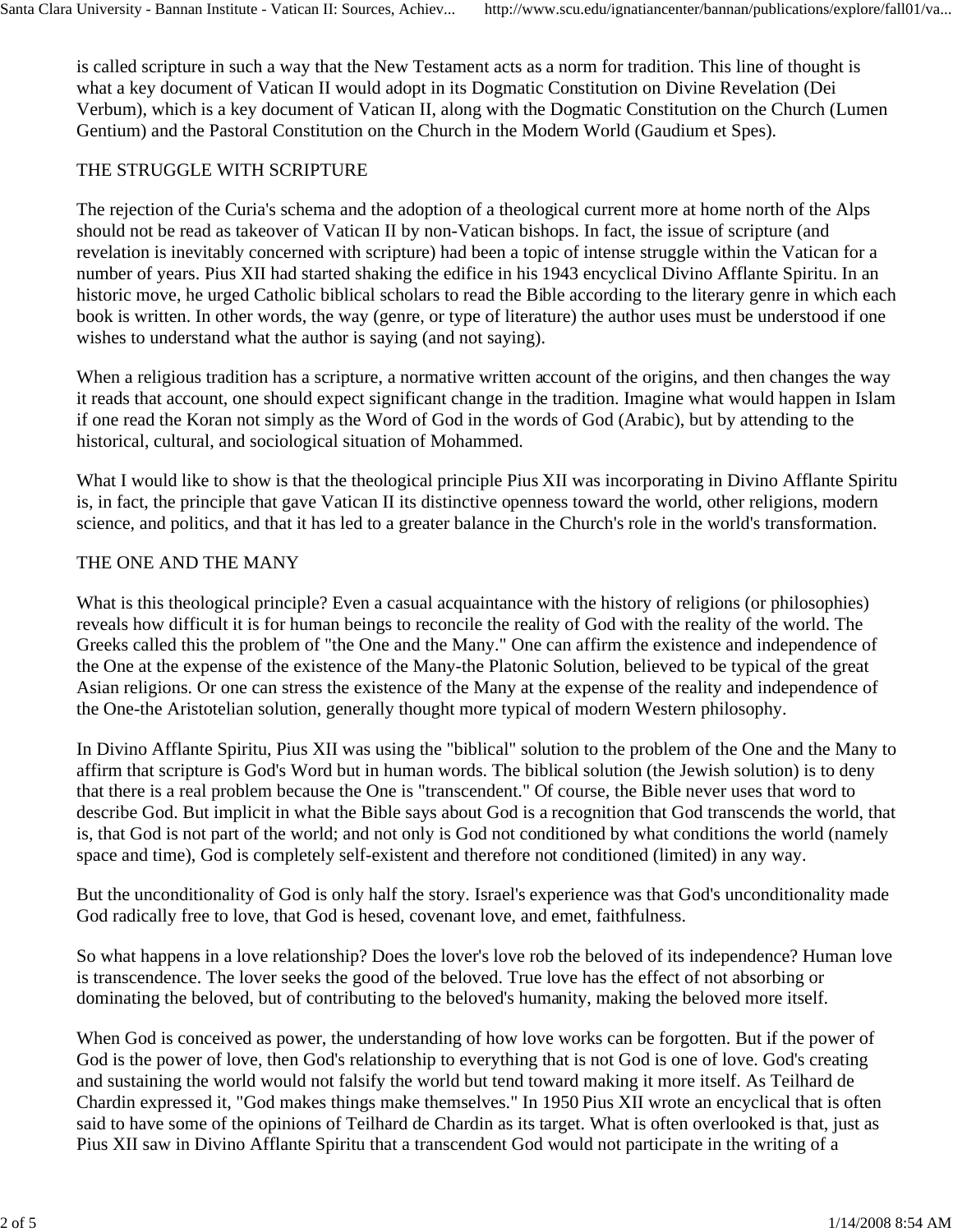is called scripture in such a way that the New Testament acts as a norm for tradition. This line of thought is what a key document of Vatican II would adopt in its Dogmatic Constitution on Divine Revelation (Dei Verbum), which is a key document of Vatican II, along with the Dogmatic Constitution on the Church (Lumen Gentium) and the Pastoral Constitution on the Church in the Modern World (Gaudium et Spes).

## THE STRUGGLE WITH SCRIPTURE

The rejection of the Curia's schema and the adoption of a theological current more at home north of the Alps should not be read as takeover of Vatican II by non-Vatican bishops. In fact, the issue of scripture (and revelation is inevitably concerned with scripture) had been a topic of intense struggle within the Vatican for a number of years. Pius XII had started shaking the edifice in his 1943 encyclical Divino Afflante Spiritu. In an historic move, he urged Catholic biblical scholars to read the Bible according to the literary genre in which each book is written. In other words, the way (genre, or type of literature) the author uses must be understood if one wishes to understand what the author is saying (and not saying).

When a religious tradition has a scripture, a normative written account of the origins, and then changes the way it reads that account, one should expect significant change in the tradition. Imagine what would happen in Islam if one read the Koran not simply as the Word of God in the words of God (Arabic), but by attending to the historical, cultural, and sociological situation of Mohammed.

What I would like to show is that the theological principle Pius XII was incorporating in Divino Afflante Spiritu is, in fact, the principle that gave Vatican II its distinctive openness toward the world, other religions, modern science, and politics, and that it has led to a greater balance in the Church's role in the world's transformation.

## THE ONE AND THE MANY

What is this theological principle? Even a casual acquaintance with the history of religions (or philosophies) reveals how difficult it is for human beings to reconcile the reality of God with the reality of the world. The Greeks called this the problem of "the One and the Many." One can affirm the existence and independence of the One at the expense of the existence of the Many-the Platonic Solution, believed to be typical of the great Asian religions. Or one can stress the existence of the Many at the expense of the reality and independence of the One-the Aristotelian solution, generally thought more typical of modern Western philosophy.

In Divino Afflante Spiritu, Pius XII was using the "biblical" solution to the problem of the One and the Many to affirm that scripture is God's Word but in human words. The biblical solution (the Jewish solution) is to deny that there is a real problem because the One is "transcendent." Of course, the Bible never uses that word to describe God. But implicit in what the Bible says about God is a recognition that God transcends the world, that is, that God is not part of the world; and not only is God not conditioned by what conditions the world (namely space and time), God is completely self-existent and therefore not conditioned (limited) in any way.

But the unconditionality of God is only half the story. Israel's experience was that God's unconditionality made God radically free to love, that God is hesed, covenant love, and emet, faithfulness.

So what happens in a love relationship? Does the lover's love rob the beloved of its independence? Human love is transcendence. The lover seeks the good of the beloved. True love has the effect of not absorbing or dominating the beloved, but of contributing to the beloved's humanity, making the beloved more itself.

When God is conceived as power, the understanding of how love works can be forgotten. But if the power of God is the power of love, then God's relationship to everything that is not God is one of love. God's creating and sustaining the world would not falsify the world but tend toward making it more itself. As Teilhard de Chardin expressed it, "God makes things make themselves." In 1950 Pius XII wrote an encyclical that is often said to have some of the opinions of Teilhard de Chardin as its target. What is often overlooked is that, just as Pius XII saw in Divino Afflante Spiritu that a transcendent God would not participate in the writing of a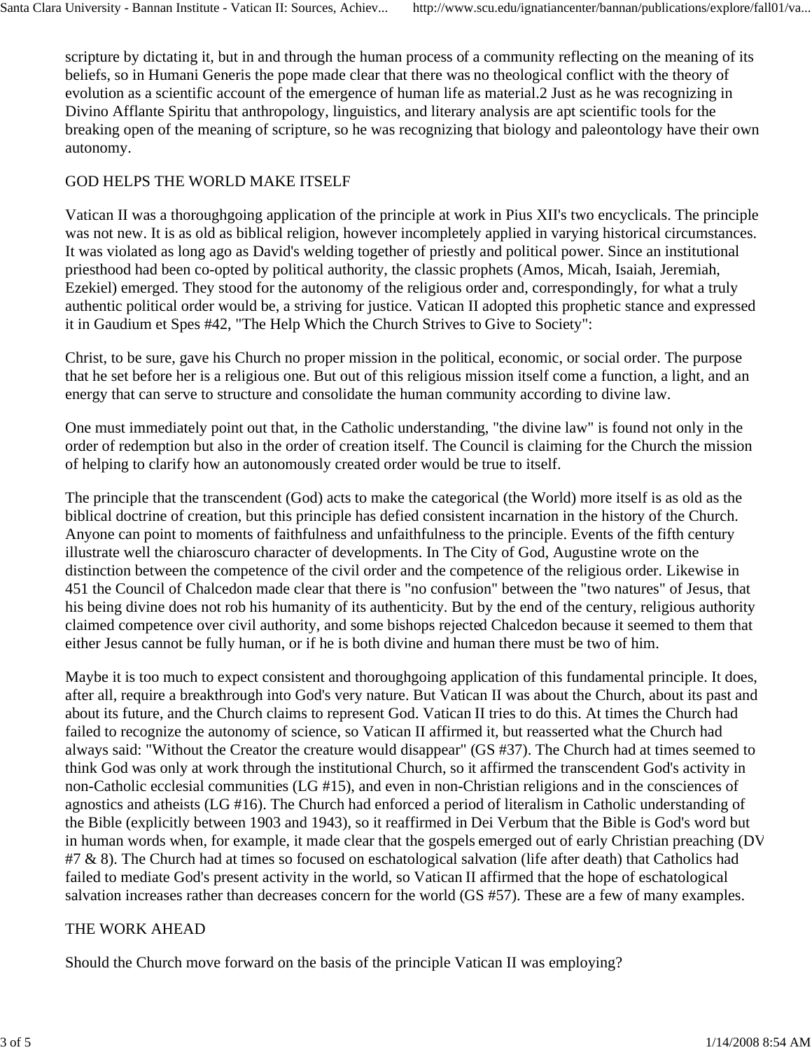scripture by dictating it, but in and through the human process of a community reflecting on the meaning of its beliefs, so in Humani Generis the pope made clear that there was no theological conflict with the theory of evolution as a scientific account of the emergence of human life as material.2 Just as he was recognizing in Divino Afflante Spiritu that anthropology, linguistics, and literary analysis are apt scientific tools for the breaking open of the meaning of scripture, so he was recognizing that biology and paleontology have their own autonomy.

## GOD HELPS THE WORLD MAKE ITSELF

Vatican II was a thoroughgoing application of the principle at work in Pius XII's two encyclicals. The principle was not new. It is as old as biblical religion, however incompletely applied in varying historical circumstances. It was violated as long ago as David's welding together of priestly and political power. Since an institutional priesthood had been co-opted by political authority, the classic prophets (Amos, Micah, Isaiah, Jeremiah, Ezekiel) emerged. They stood for the autonomy of the religious order and, correspondingly, for what a truly authentic political order would be, a striving for justice. Vatican II adopted this prophetic stance and expressed it in Gaudium et Spes #42, "The Help Which the Church Strives to Give to Society":

Christ, to be sure, gave his Church no proper mission in the political, economic, or social order. The purpose that he set before her is a religious one. But out of this religious mission itself come a function, a light, and an energy that can serve to structure and consolidate the human community according to divine law.

One must immediately point out that, in the Catholic understanding, "the divine law" is found not only in the order of redemption but also in the order of creation itself. The Council is claiming for the Church the mission of helping to clarify how an autonomously created order would be true to itself.

The principle that the transcendent (God) acts to make the categorical (the World) more itself is as old as the biblical doctrine of creation, but this principle has defied consistent incarnation in the history of the Church. Anyone can point to moments of faithfulness and unfaithfulness to the principle. Events of the fifth century illustrate well the chiaroscuro character of developments. In The City of God, Augustine wrote on the distinction between the competence of the civil order and the competence of the religious order. Likewise in 451 the Council of Chalcedon made clear that there is "no confusion" between the "two natures" of Jesus, that his being divine does not rob his humanity of its authenticity. But by the end of the century, religious authority claimed competence over civil authority, and some bishops rejected Chalcedon because it seemed to them that either Jesus cannot be fully human, or if he is both divine and human there must be two of him.

Maybe it is too much to expect consistent and thoroughgoing application of this fundamental principle. It does, after all, require a breakthrough into God's very nature. But Vatican II was about the Church, about its past and about its future, and the Church claims to represent God. Vatican II tries to do this. At times the Church had failed to recognize the autonomy of science, so Vatican II affirmed it, but reasserted what the Church had always said: "Without the Creator the creature would disappear" (GS #37). The Church had at times seemed to think God was only at work through the institutional Church, so it affirmed the transcendent God's activity in non-Catholic ecclesial communities (LG #15), and even in non-Christian religions and in the consciences of agnostics and atheists (LG #16). The Church had enforced a period of literalism in Catholic understanding of the Bible (explicitly between 1903 and 1943), so it reaffirmed in Dei Verbum that the Bible is God's word but in human words when, for example, it made clear that the gospels emerged out of early Christian preaching (DV #7 & 8). The Church had at times so focused on eschatological salvation (life after death) that Catholics had failed to mediate God's present activity in the world, so Vatican II affirmed that the hope of eschatological salvation increases rather than decreases concern for the world (GS #57). These are a few of many examples.

## THE WORK AHEAD

Should the Church move forward on the basis of the principle Vatican II was employing?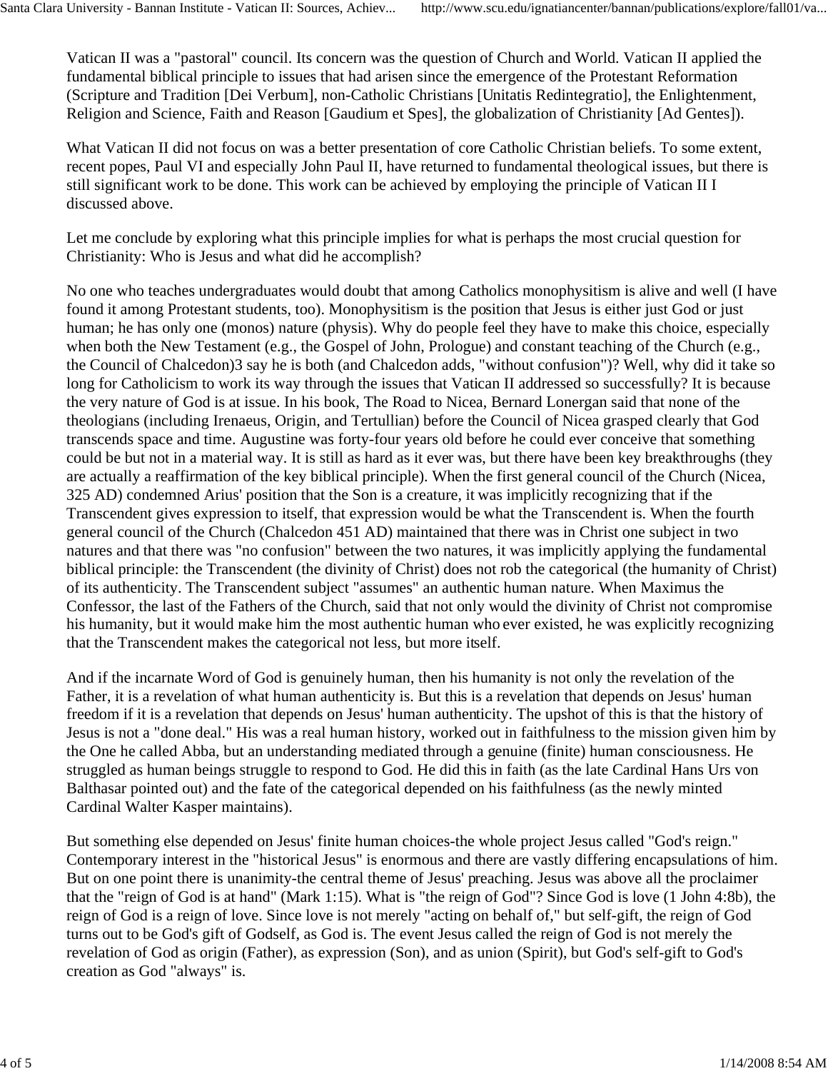Vatican II was a "pastoral" council. Its concern was the question of Church and World. Vatican II applied the fundamental biblical principle to issues that had arisen since the emergence of the Protestant Reformation (Scripture and Tradition [Dei Verbum], non-Catholic Christians [Unitatis Redintegratio], the Enlightenment, Religion and Science, Faith and Reason [Gaudium et Spes], the globalization of Christianity [Ad Gentes]).

What Vatican II did not focus on was a better presentation of core Catholic Christian beliefs. To some extent, recent popes, Paul VI and especially John Paul II, have returned to fundamental theological issues, but there is still significant work to be done. This work can be achieved by employing the principle of Vatican II I discussed above.

Let me conclude by exploring what this principle implies for what is perhaps the most crucial question for Christianity: Who is Jesus and what did he accomplish?

No one who teaches undergraduates would doubt that among Catholics monophysitism is alive and well (I have found it among Protestant students, too). Monophysitism is the position that Jesus is either just God or just human; he has only one (monos) nature (physis). Why do people feel they have to make this choice, especially when both the New Testament (e.g., the Gospel of John, Prologue) and constant teaching of the Church (e.g., the Council of Chalcedon)3 say he is both (and Chalcedon adds, "without confusion")? Well, why did it take so long for Catholicism to work its way through the issues that Vatican II addressed so successfully? It is because the very nature of God is at issue. In his book, The Road to Nicea, Bernard Lonergan said that none of the theologians (including Irenaeus, Origin, and Tertullian) before the Council of Nicea grasped clearly that God transcends space and time. Augustine was forty-four years old before he could ever conceive that something could be but not in a material way. It is still as hard as it ever was, but there have been key breakthroughs (they are actually a reaffirmation of the key biblical principle). When the first general council of the Church (Nicea, 325 AD) condemned Arius' position that the Son is a creature, it was implicitly recognizing that if the Transcendent gives expression to itself, that expression would be what the Transcendent is. When the fourth general council of the Church (Chalcedon 451 AD) maintained that there was in Christ one subject in two natures and that there was "no confusion" between the two natures, it was implicitly applying the fundamental biblical principle: the Transcendent (the divinity of Christ) does not rob the categorical (the humanity of Christ) of its authenticity. The Transcendent subject "assumes" an authentic human nature. When Maximus the Confessor, the last of the Fathers of the Church, said that not only would the divinity of Christ not compromise his humanity, but it would make him the most authentic human who ever existed, he was explicitly recognizing that the Transcendent makes the categorical not less, but more itself.

And if the incarnate Word of God is genuinely human, then his humanity is not only the revelation of the Father, it is a revelation of what human authenticity is. But this is a revelation that depends on Jesus' human freedom if it is a revelation that depends on Jesus' human authenticity. The upshot of this is that the history of Jesus is not a "done deal." His was a real human history, worked out in faithfulness to the mission given him by the One he called Abba, but an understanding mediated through a genuine (finite) human consciousness. He struggled as human beings struggle to respond to God. He did this in faith (as the late Cardinal Hans Urs von Balthasar pointed out) and the fate of the categorical depended on his faithfulness (as the newly minted Cardinal Walter Kasper maintains).

But something else depended on Jesus' finite human choices-the whole project Jesus called "God's reign." Contemporary interest in the "historical Jesus" is enormous and there are vastly differing encapsulations of him. But on one point there is unanimity-the central theme of Jesus' preaching. Jesus was above all the proclaimer that the "reign of God is at hand" (Mark 1:15). What is "the reign of God"? Since God is love (1 John 4:8b), the reign of God is a reign of love. Since love is not merely "acting on behalf of," but self-gift, the reign of God turns out to be God's gift of Godself, as God is. The event Jesus called the reign of God is not merely the revelation of God as origin (Father), as expression (Son), and as union (Spirit), but God's self-gift to God's creation as God "always" is.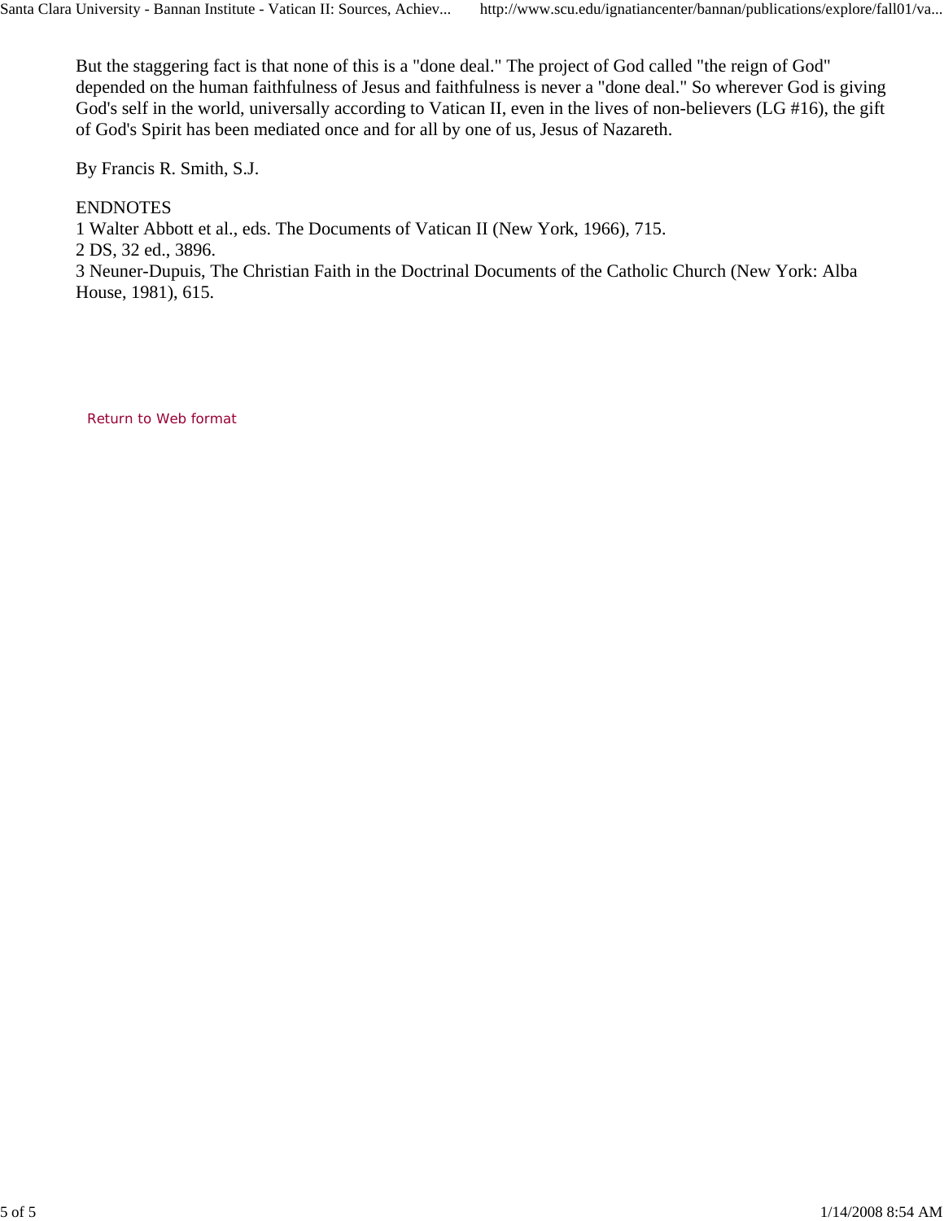But the staggering fact is that none of this is a "done deal." The project of God called "the reign of God" depended on the human faithfulness of Jesus and faithfulness is never a "done deal." So wherever God is giving God's self in the world, universally according to Vatican II, even in the lives of non-believers (LG #16), the gift of God's Spirit has been mediated once and for all by one of us, Jesus of Nazareth.

By Francis R. Smith, S.J.

ENDNOTES
1 Walter Abbott et al., eds. The Documents of Vatican II (New York, 1966), 715.
2 DS, 32 ed., 3896.
3 Neuner-Dupuis, The Christian Faith in the Doctrinal Documents of the Catholic Church (New York: Alba House, 1981), 615.

Return to Web format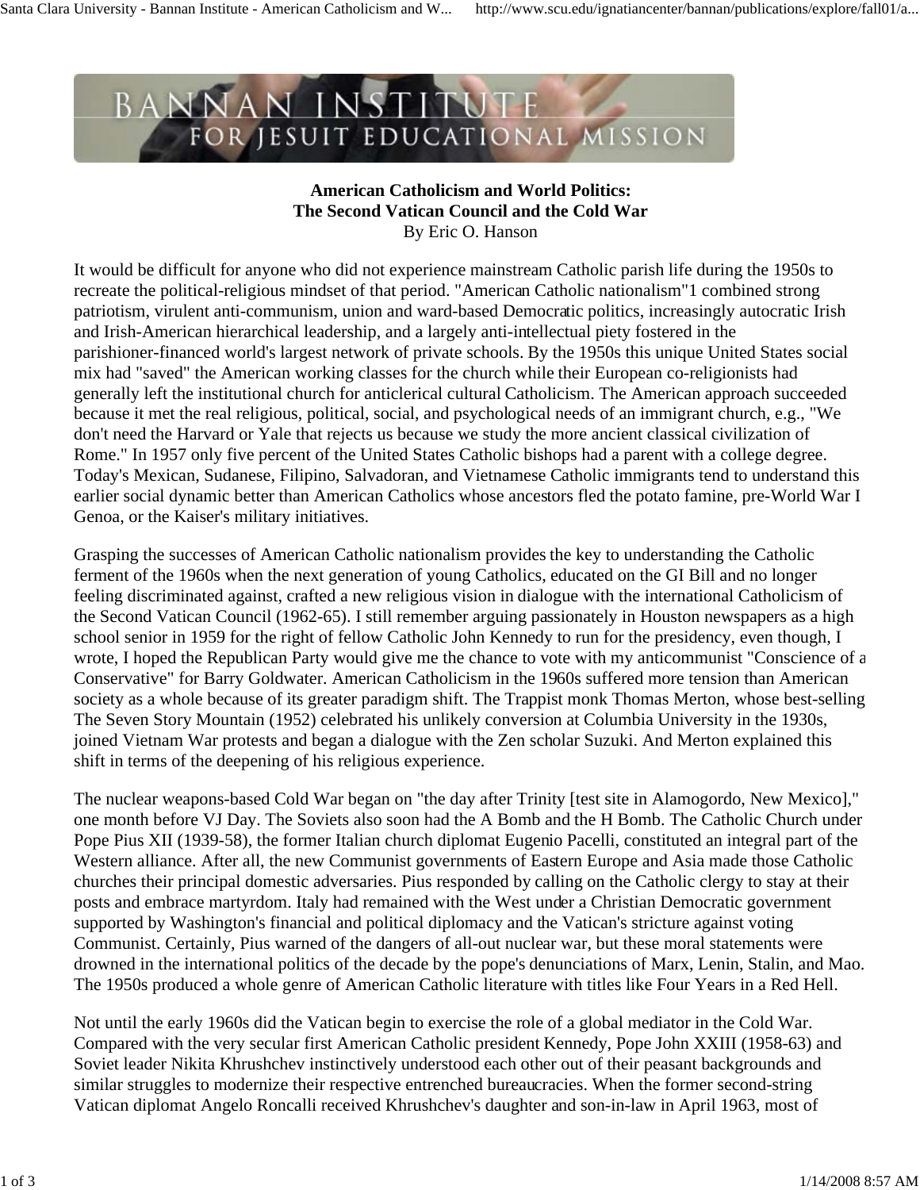**American Catholicism and World Politics:**
**The Second Vatican Council and the Cold War**
By Eric O. Hanson

It would be difficult for anyone who did not experience mainstream Catholic parish life during the 1950s to recreate the political-religious mindset of that period. "American Catholic nationalism"1 combined strong patriotism, virulent anti-communism, union and ward-based Democratic politics, increasingly autocratic Irish and Irish-American hierarchical leadership, and a largely anti-intellectual piety fostered in the parishioner-financed world's largest network of private schools. By the 1950s this unique United States social mix had "saved" the American working classes for the church while their European co-religionists had generally left the institutional church for anticlerical cultural Catholicism. The American approach succeeded because it met the real religious, political, social, and psychological needs of an immigrant church, e.g., "We don't need the Harvard or Yale that rejects us because we study the more ancient classical civilization of Rome." In 1957 only five percent of the United States Catholic bishops had a parent with a college degree. Today's Mexican, Sudanese, Filipino, Salvadoran, and Vietnamese Catholic immigrants tend to understand this earlier social dynamic better than American Catholics whose ancestors fled the potato famine, pre-World War I Genoa, or the Kaiser's military initiatives.

Grasping the successes of American Catholic nationalism provides the key to understanding the Catholic ferment of the 1960s when the next generation of young Catholics, educated on the GI Bill and no longer feeling discriminated against, crafted a new religious vision in dialogue with the international Catholicism of the Second Vatican Council (1962-65). I still remember arguing passionately in Houston newspapers as a high school senior in 1959 for the right of fellow Catholic John Kennedy to run for the presidency, even though, I wrote, I hoped the Republican Party would give me the chance to vote with my anticommunist "Conscience of a Conservative" for Barry Goldwater. American Catholicism in the 1960s suffered more tension than American society as a whole because of its greater paradigm shift. The Trappist monk Thomas Merton, whose best-selling The Seven Story Mountain (1952) celebrated his unlikely conversion at Columbia University in the 1930s, joined Vietnam War protests and began a dialogue with the Zen scholar Suzuki. And Merton explained this shift in terms of the deepening of his religious experience.

The nuclear weapons-based Cold War began on "the day after Trinity [test site in Alamogordo, New Mexico]," one month before VJ Day. The Soviets also soon had the A Bomb and the H Bomb. The Catholic Church under Pope Pius XII (1939-58), the former Italian church diplomat Eugenio Pacelli, constituted an integral part of the Western alliance. After all, the new Communist governments of Eastern Europe and Asia made those Catholic churches their principal domestic adversaries. Pius responded by calling on the Catholic clergy to stay at their posts and embrace martyrdom. Italy had remained with the West under a Christian Democratic government supported by Washington's financial and political diplomacy and the Vatican's stricture against voting Communist. Certainly, Pius warned of the dangers of all-out nuclear war, but these moral statements were drowned in the international politics of the decade by the pope's denunciations of Marx, Lenin, Stalin, and Mao. The 1950s produced a whole genre of American Catholic literature with titles like Four Years in a Red Hell.

Not until the early 1960s did the Vatican begin to exercise the role of a global mediator in the Cold War. Compared with the very secular first American Catholic president Kennedy, Pope John XXIII (1958-63) and Soviet leader Nikita Khrushchev instinctively understood each other out of their peasant backgrounds and similar struggles to modernize their respective entrenched bureaucracies. When the former second-string Vatican diplomat Angelo Roncalli received Khrushchev's daughter and son-in-law in April 1963, most of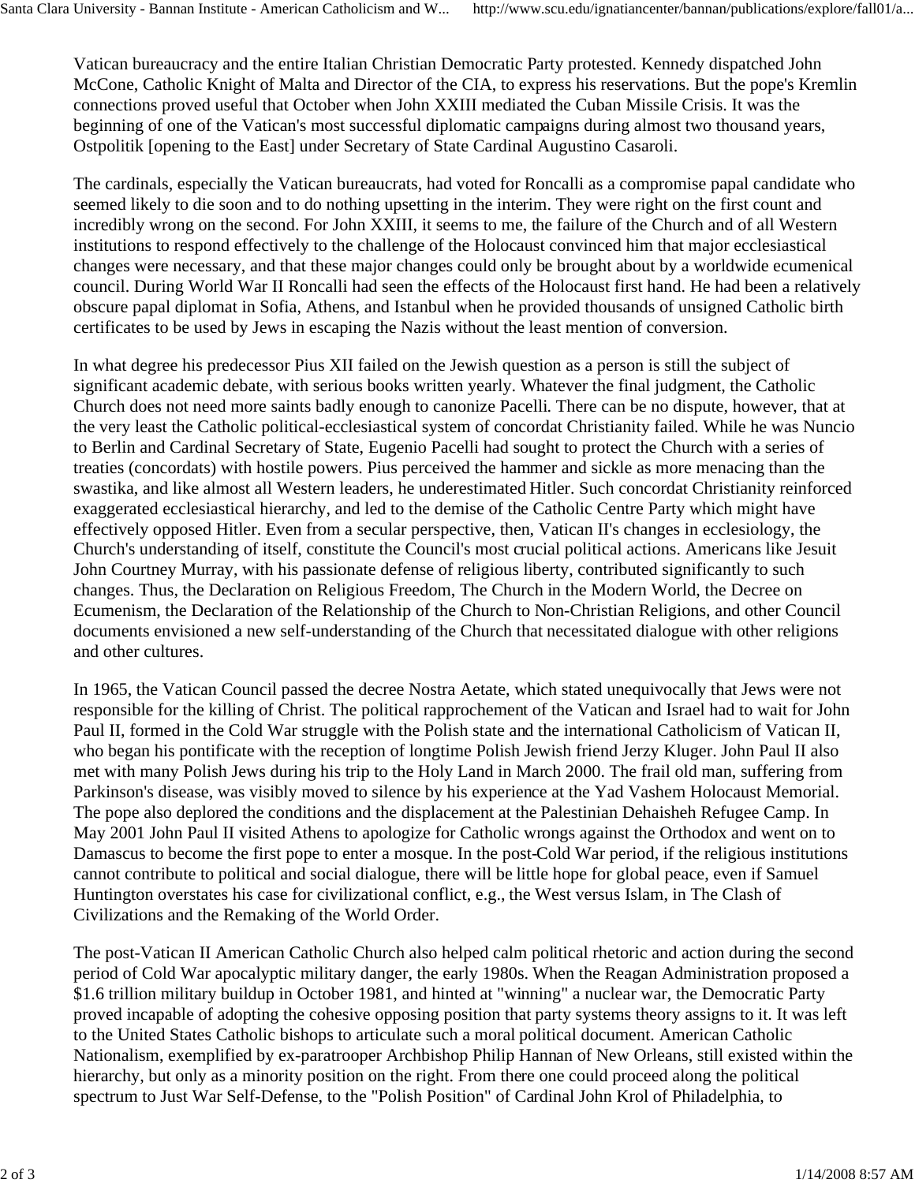Vatican bureaucracy and the entire Italian Christian Democratic Party protested. Kennedy dispatched John McCone, Catholic Knight of Malta and Director of the CIA, to express his reservations. But the pope's Kremlin connections proved useful that October when John XXIII mediated the Cuban Missile Crisis. It was the beginning of one of the Vatican's most successful diplomatic campaigns during almost two thousand years, Ostpolitik [opening to the East] under Secretary of State Cardinal Augustino Casaroli.

The cardinals, especially the Vatican bureaucrats, had voted for Roncalli as a compromise papal candidate who seemed likely to die soon and to do nothing upsetting in the interim. They were right on the first count and incredibly wrong on the second. For John XXIII, it seems to me, the failure of the Church and of all Western institutions to respond effectively to the challenge of the Holocaust convinced him that major ecclesiastical changes were necessary, and that these major changes could only be brought about by a worldwide ecumenical council. During World War II Roncalli had seen the effects of the Holocaust first hand. He had been a relatively obscure papal diplomat in Sofia, Athens, and Istanbul when he provided thousands of unsigned Catholic birth certificates to be used by Jews in escaping the Nazis without the least mention of conversion.

In what degree his predecessor Pius XII failed on the Jewish question as a person is still the subject of significant academic debate, with serious books written yearly. Whatever the final judgment, the Catholic Church does not need more saints badly enough to canonize Pacelli. There can be no dispute, however, that at the very least the Catholic political-ecclesiastical system of concordat Christianity failed. While he was Nuncio to Berlin and Cardinal Secretary of State, Eugenio Pacelli had sought to protect the Church with a series of treaties (concordats) with hostile powers. Pius perceived the hammer and sickle as more menacing than the swastika, and like almost all Western leaders, he underestimated Hitler. Such concordat Christianity reinforced exaggerated ecclesiastical hierarchy, and led to the demise of the Catholic Centre Party which might have effectively opposed Hitler. Even from a secular perspective, then, Vatican II's changes in ecclesiology, the Church's understanding of itself, constitute the Council's most crucial political actions. Americans like Jesuit John Courtney Murray, with his passionate defense of religious liberty, contributed significantly to such changes. Thus, the Declaration on Religious Freedom, The Church in the Modern World, the Decree on Ecumenism, the Declaration of the Relationship of the Church to Non-Christian Religions, and other Council documents envisioned a new self-understanding of the Church that necessitated dialogue with other religions and other cultures.

In 1965, the Vatican Council passed the decree Nostra Aetate, which stated unequivocally that Jews were not responsible for the killing of Christ. The political rapprochement of the Vatican and Israel had to wait for John Paul II, formed in the Cold War struggle with the Polish state and the international Catholicism of Vatican II, who began his pontificate with the reception of longtime Polish Jewish friend Jerzy Kluger. John Paul II also met with many Polish Jews during his trip to the Holy Land in March 2000. The frail old man, suffering from Parkinson's disease, was visibly moved to silence by his experience at the Yad Vashem Holocaust Memorial. The pope also deplored the conditions and the displacement at the Palestinian Dehaisheh Refugee Camp. In May 2001 John Paul II visited Athens to apologize for Catholic wrongs against the Orthodox and went on to Damascus to become the first pope to enter a mosque. In the post-Cold War period, if the religious institutions cannot contribute to political and social dialogue, there will be little hope for global peace, even if Samuel Huntington overstates his case for civilizational conflict, e.g., the West versus Islam, in The Clash of Civilizations and the Remaking of the World Order.

The post-Vatican II American Catholic Church also helped calm political rhetoric and action during the second period of Cold War apocalyptic military danger, the early 1980s. When the Reagan Administration proposed a $1.6 trillion military buildup in October 1981, and hinted at "winning" a nuclear war, the Democratic Party proved incapable of adopting the cohesive opposing position that party systems theory assigns to it. It was left to the United States Catholic bishops to articulate such a moral political document. American Catholic Nationalism, exemplified by ex-paratrooper Archbishop Philip Hannan of New Orleans, still existed within the hierarchy, but only as a minority position on the right. From there one could proceed along the political spectrum to Just War Self-Defense, to the "Polish Position" of Cardinal John Krol of Philadelphia, to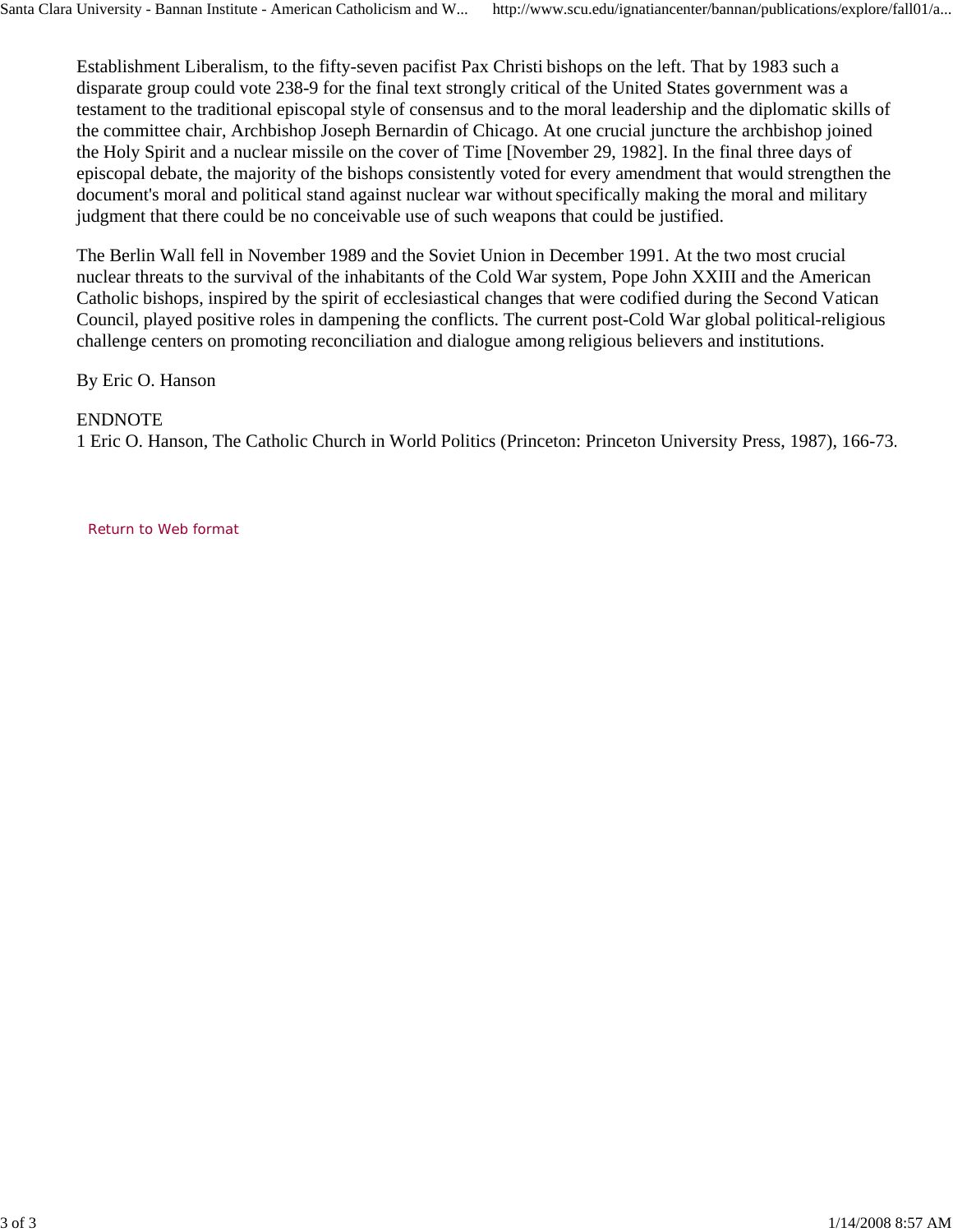Establishment Liberalism, to the fifty-seven pacifist Pax Christi bishops on the left. That by 1983 such a disparate group could vote 238-9 for the final text strongly critical of the United States government was a testament to the traditional episcopal style of consensus and to the moral leadership and the diplomatic skills of the committee chair, Archbishop Joseph Bernardin of Chicago. At one crucial juncture the archbishop joined the Holy Spirit and a nuclear missile on the cover of Time [November 29, 1982]. In the final three days of episcopal debate, the majority of the bishops consistently voted for every amendment that would strengthen the document's moral and political stand against nuclear war without specifically making the moral and military judgment that there could be no conceivable use of such weapons that could be justified.

The Berlin Wall fell in November 1989 and the Soviet Union in December 1991. At the two most crucial nuclear threats to the survival of the inhabitants of the Cold War system, Pope John XXIII and the American Catholic bishops, inspired by the spirit of ecclesiastical changes that were codified during the Second Vatican Council, played positive roles in dampening the conflicts. The current post-Cold War global political-religious challenge centers on promoting reconciliation and dialogue among religious believers and institutions.

By Eric O. Hanson

ENDNOTE
1 Eric O. Hanson, The Catholic Church in World Politics (Princeton: Princeton University Press, 1987), 166-73.

Return to Web format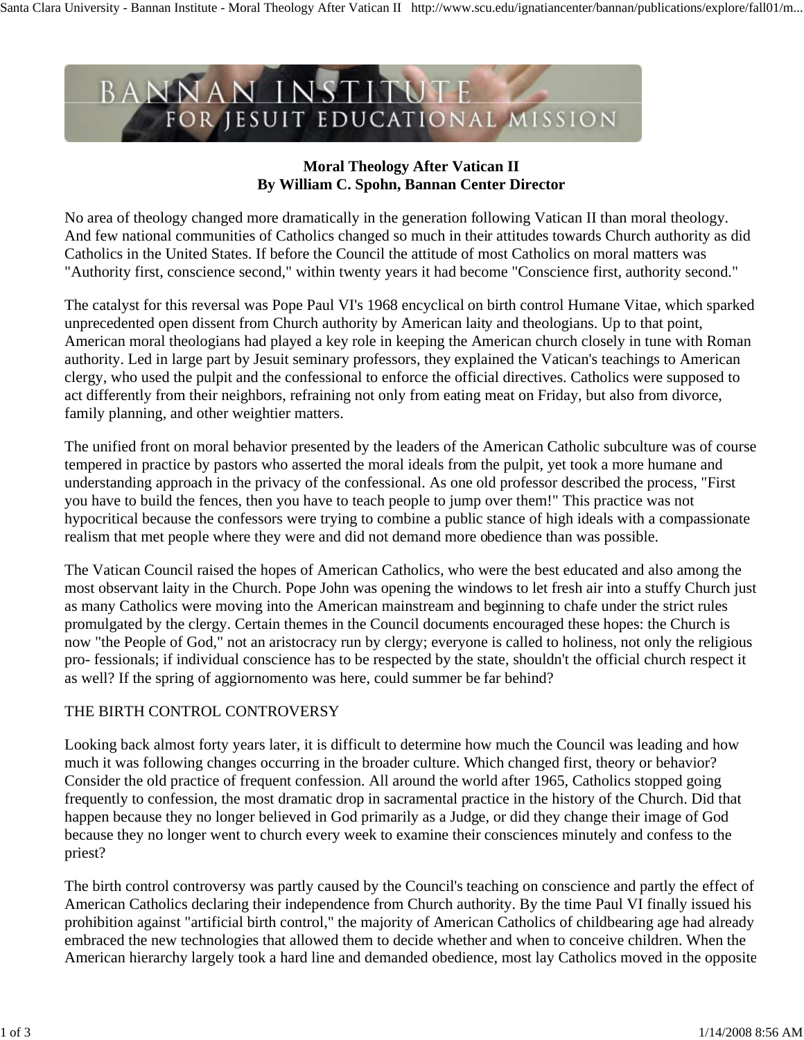# Moral Theology After Vatican II

**By William C. Spohn, Bannan Center Director**

No area of theology changed more dramatically in the generation following Vatican II than moral theology. And few national communities of Catholics changed so much in their attitudes towards Church authority as did Catholics in the United States. If before the Council the attitude of most Catholics on moral matters was "Authority first, conscience second," within twenty years it had become "Conscience first, authority second."

The catalyst for this reversal was Pope Paul VI's 1968 encyclical on birth control Humane Vitae, which sparked unprecedented open dissent from Church authority by American laity and theologians. Up to that point, American moral theologians had played a key role in keeping the American church closely in tune with Roman authority. Led in large part by Jesuit seminary professors, they explained the Vatican's teachings to American clergy, who used the pulpit and the confessional to enforce the official directives. Catholics were supposed to act differently from their neighbors, refraining not only from eating meat on Friday, but also from divorce, family planning, and other weightier matters.

The unified front on moral behavior presented by the leaders of the American Catholic subculture was of course tempered in practice by pastors who asserted the moral ideals from the pulpit, yet took a more humane and understanding approach in the privacy of the confessional. As one old professor described the process, "First you have to build the fences, then you have to teach people to jump over them!" This practice was not hypocritical because the confessors were trying to combine a public stance of high ideals with a compassionate realism that met people where they were and did not demand more obedience than was possible.

The Vatican Council raised the hopes of American Catholics, who were the best educated and also among the most observant laity in the Church. Pope John was opening the windows to let fresh air into a stuffy Church just as many Catholics were moving into the American mainstream and beginning to chafe under the strict rules promulgated by the clergy. Certain themes in the Council documents encouraged these hopes: the Church is now "the People of God," not an aristocracy run by clergy; everyone is called to holiness, not only the religious pro- fessionals; if individual conscience has to be respected by the state, shouldn't the official church respect it as well? If the spring of aggiornomento was here, could summer be far behind?

## THE BIRTH CONTROL CONTROVERSY

Looking back almost forty years later, it is difficult to determine how much the Council was leading and how much it was following changes occurring in the broader culture. Which changed first, theory or behavior? Consider the old practice of frequent confession. All around the world after 1965, Catholics stopped going frequently to confession, the most dramatic drop in sacramental practice in the history of the Church. Did that happen because they no longer believed in God primarily as a Judge, or did they change their image of God because they no longer went to church every week to examine their consciences minutely and confess to the priest?

The birth control controversy was partly caused by the Council's teaching on conscience and partly the effect of American Catholics declaring their independence from Church authority. By the time Paul VI finally issued his prohibition against "artificial birth control," the majority of American Catholics of childbearing age had already embraced the new technologies that allowed them to decide whether and when to conceive children. When the American hierarchy largely took a hard line and demanded obedience, most lay Catholics moved in the opposite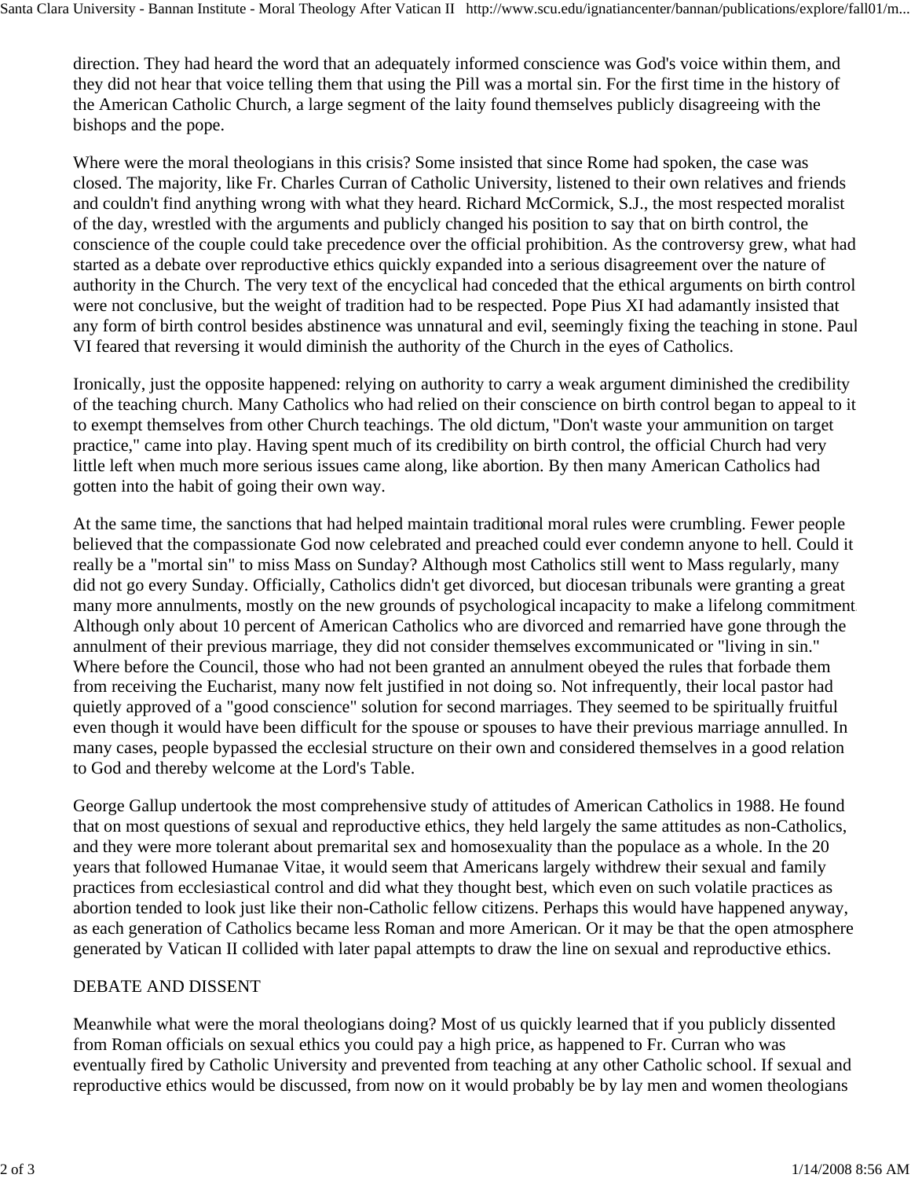direction. They had heard the word that an adequately informed conscience was God's voice within them, and they did not hear that voice telling them that using the Pill was a mortal sin. For the first time in the history of the American Catholic Church, a large segment of the laity found themselves publicly disagreeing with the bishops and the pope.

Where were the moral theologians in this crisis? Some insisted that since Rome had spoken, the case was closed. The majority, like Fr. Charles Curran of Catholic University, listened to their own relatives and friends and couldn't find anything wrong with what they heard. Richard McCormick, S.J., the most respected moralist of the day, wrestled with the arguments and publicly changed his position to say that on birth control, the conscience of the couple could take precedence over the official prohibition. As the controversy grew, what had started as a debate over reproductive ethics quickly expanded into a serious disagreement over the nature of authority in the Church. The very text of the encyclical had conceded that the ethical arguments on birth control were not conclusive, but the weight of tradition had to be respected. Pope Pius XI had adamantly insisted that any form of birth control besides abstinence was unnatural and evil, seemingly fixing the teaching in stone. Paul VI feared that reversing it would diminish the authority of the Church in the eyes of Catholics.

Ironically, just the opposite happened: relying on authority to carry a weak argument diminished the credibility of the teaching church. Many Catholics who had relied on their conscience on birth control began to appeal to it to exempt themselves from other Church teachings. The old dictum, "Don't waste your ammunition on target practice," came into play. Having spent much of its credibility on birth control, the official Church had very little left when much more serious issues came along, like abortion. By then many American Catholics had gotten into the habit of going their own way.

At the same time, the sanctions that had helped maintain traditional moral rules were crumbling. Fewer people believed that the compassionate God now celebrated and preached could ever condemn anyone to hell. Could it really be a "mortal sin" to miss Mass on Sunday? Although most Catholics still went to Mass regularly, many did not go every Sunday. Officially, Catholics didn't get divorced, but diocesan tribunals were granting a great many more annulments, mostly on the new grounds of psychological incapacity to make a lifelong commitment. Although only about 10 percent of American Catholics who are divorced and remarried have gone through the annulment of their previous marriage, they did not consider themselves excommunicated or "living in sin." Where before the Council, those who had not been granted an annulment obeyed the rules that forbade them from receiving the Eucharist, many now felt justified in not doing so. Not infrequently, their local pastor had quietly approved of a "good conscience" solution for second marriages. They seemed to be spiritually fruitful even though it would have been difficult for the spouse or spouses to have their previous marriage annulled. In many cases, people bypassed the ecclesial structure on their own and considered themselves in a good relation to God and thereby welcome at the Lord's Table.

George Gallup undertook the most comprehensive study of attitudes of American Catholics in 1988. He found that on most questions of sexual and reproductive ethics, they held largely the same attitudes as non-Catholics, and they were more tolerant about premarital sex and homosexuality than the populace as a whole. In the 20 years that followed Humanae Vitae, it would seem that Americans largely withdrew their sexual and family practices from ecclesiastical control and did what they thought best, which even on such volatile practices as abortion tended to look just like their non-Catholic fellow citizens. Perhaps this would have happened anyway, as each generation of Catholics became less Roman and more American. Or it may be that the open atmosphere generated by Vatican II collided with later papal attempts to draw the line on sexual and reproductive ethics.

## DEBATE AND DISSENT

Meanwhile what were the moral theologians doing? Most of us quickly learned that if you publicly dissented from Roman officials on sexual ethics you could pay a high price, as happened to Fr. Curran who was eventually fired by Catholic University and prevented from teaching at any other Catholic school. If sexual and reproductive ethics would be discussed, from now on it would probably be by lay men and women theologians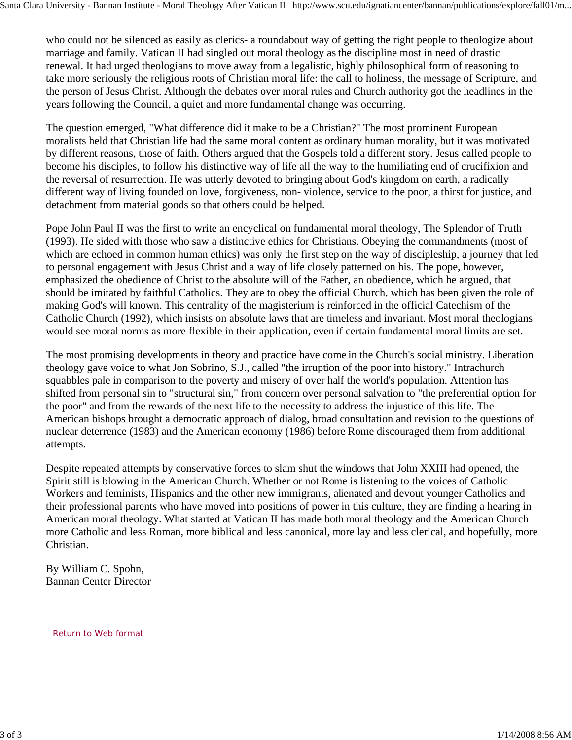who could not be silenced as easily as clerics- a roundabout way of getting the right people to theologize about marriage and family. Vatican II had singled out moral theology as the discipline most in need of drastic renewal. It had urged theologians to move away from a legalistic, highly philosophical form of reasoning to take more seriously the religious roots of Christian moral life: the call to holiness, the message of Scripture, and the person of Jesus Christ. Although the debates over moral rules and Church authority got the headlines in the years following the Council, a quiet and more fundamental change was occurring.

The question emerged, "What difference did it make to be a Christian?" The most prominent European moralists held that Christian life had the same moral content as ordinary human morality, but it was motivated by different reasons, those of faith. Others argued that the Gospels told a different story. Jesus called people to become his disciples, to follow his distinctive way of life all the way to the humiliating end of crucifixion and the reversal of resurrection. He was utterly devoted to bringing about God's kingdom on earth, a radically different way of living founded on love, forgiveness, non- violence, service to the poor, a thirst for justice, and detachment from material goods so that others could be helped.

Pope John Paul II was the first to write an encyclical on fundamental moral theology, The Splendor of Truth (1993). He sided with those who saw a distinctive ethics for Christians. Obeying the commandments (most of which are echoed in common human ethics) was only the first step on the way of discipleship, a journey that led to personal engagement with Jesus Christ and a way of life closely patterned on his. The pope, however, emphasized the obedience of Christ to the absolute will of the Father, an obedience, which he argued, that should be imitated by faithful Catholics. They are to obey the official Church, which has been given the role of making God's will known. This centrality of the magisterium is reinforced in the official Catechism of the Catholic Church (1992), which insists on absolute laws that are timeless and invariant. Most moral theologians would see moral norms as more flexible in their application, even if certain fundamental moral limits are set.

The most promising developments in theory and practice have come in the Church's social ministry. Liberation theology gave voice to what Jon Sobrino, S.J., called "the irruption of the poor into history." Intrachurch squabbles pale in comparison to the poverty and misery of over half the world's population. Attention has shifted from personal sin to "structural sin," from concern over personal salvation to "the preferential option for the poor" and from the rewards of the next life to the necessity to address the injustice of this life. The American bishops brought a democratic approach of dialog, broad consultation and revision to the questions of nuclear deterrence (1983) and the American economy (1986) before Rome discouraged them from additional attempts.

Despite repeated attempts by conservative forces to slam shut the windows that John XXIII had opened, the Spirit still is blowing in the American Church. Whether or not Rome is listening to the voices of Catholic Workers and feminists, Hispanics and the other new immigrants, alienated and devout younger Catholics and their professional parents who have moved into positions of power in this culture, they are finding a hearing in American moral theology. What started at Vatican II has made both moral theology and the American Church more Catholic and less Roman, more biblical and less canonical, more lay and less clerical, and hopefully, more Christian.

By William C. Spohn,
Bannan Center Director

Return to Web format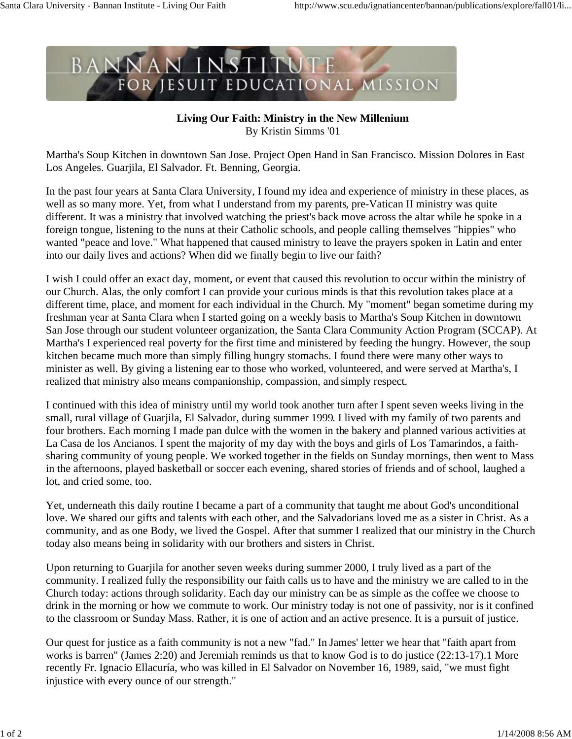**Living Our Faith: Ministry in the New Millenium**
By Kristin Simms '01

Martha's Soup Kitchen in downtown San Jose. Project Open Hand in San Francisco. Mission Dolores in East Los Angeles. Guarjila, El Salvador. Ft. Benning, Georgia.

In the past four years at Santa Clara University, I found my idea and experience of ministry in these places, as well as so many more. Yet, from what I understand from my parents, pre-Vatican II ministry was quite different. It was a ministry that involved watching the priest's back move across the altar while he spoke in a foreign tongue, listening to the nuns at their Catholic schools, and people calling themselves "hippies" who wanted "peace and love." What happened that caused ministry to leave the prayers spoken in Latin and enter into our daily lives and actions? When did we finally begin to live our faith?

I wish I could offer an exact day, moment, or event that caused this revolution to occur within the ministry of our Church. Alas, the only comfort I can provide your curious minds is that this revolution takes place at a different time, place, and moment for each individual in the Church. My "moment" began sometime during my freshman year at Santa Clara when I started going on a weekly basis to Martha's Soup Kitchen in downtown San Jose through our student volunteer organization, the Santa Clara Community Action Program (SCCAP). At Martha's I experienced real poverty for the first time and ministered by feeding the hungry. However, the soup kitchen became much more than simply filling hungry stomachs. I found there were many other ways to minister as well. By giving a listening ear to those who worked, volunteered, and were served at Martha's, I realized that ministry also means companionship, compassion, and simply respect.

I continued with this idea of ministry until my world took another turn after I spent seven weeks living in the small, rural village of Guarjila, El Salvador, during summer 1999. I lived with my family of two parents and four brothers. Each morning I made pan dulce with the women in the bakery and planned various activities at La Casa de los Ancianos. I spent the majority of my day with the boys and girls of Los Tamarindos, a faith-sharing community of young people. We worked together in the fields on Sunday mornings, then went to Mass in the afternoons, played basketball or soccer each evening, shared stories of friends and of school, laughed a lot, and cried some, too.

Yet, underneath this daily routine I became a part of a community that taught me about God's unconditional love. We shared our gifts and talents with each other, and the Salvadorians loved me as a sister in Christ. As a community, and as one Body, we lived the Gospel. After that summer I realized that our ministry in the Church today also means being in solidarity with our brothers and sisters in Christ.

Upon returning to Guarjila for another seven weeks during summer 2000, I truly lived as a part of the community. I realized fully the responsibility our faith calls us to have and the ministry we are called to in the Church today: actions through solidarity. Each day our ministry can be as simple as the coffee we choose to drink in the morning or how we commute to work. Our ministry today is not one of passivity, nor is it confined to the classroom or Sunday Mass. Rather, it is one of action and an active presence. It is a pursuit of justice.

Our quest for justice as a faith community is not a new "fad." In James' letter we hear that "faith apart from works is barren" (James 2:20) and Jeremiah reminds us that to know God is to do justice (22:13-17).[1] More recently Fr. Ignacio Ellacuría, who was killed in El Salvador on November 16, 1989, said, "we must fight injustice with every ounce of our strength."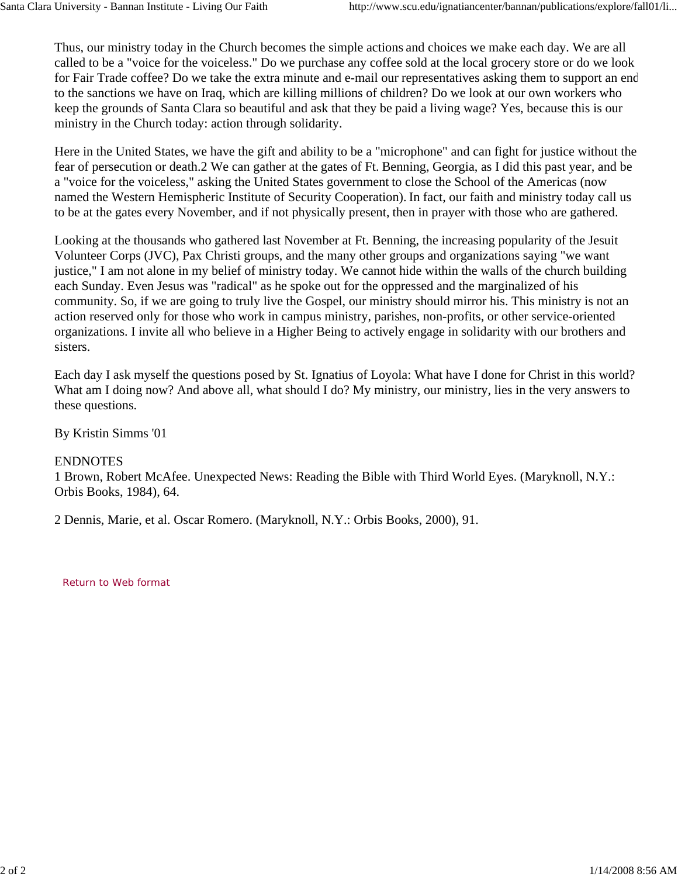Thus, our ministry today in the Church becomes the simple actions and choices we make each day. We are all called to be a "voice for the voiceless." Do we purchase any coffee sold at the local grocery store or do we look for Fair Trade coffee? Do we take the extra minute and e-mail our representatives asking them to support an end to the sanctions we have on Iraq, which are killing millions of children? Do we look at our own workers who keep the grounds of Santa Clara so beautiful and ask that they be paid a living wage? Yes, because this is our ministry in the Church today: action through solidarity.

Here in the United States, we have the gift and ability to be a "microphone" and can fight for justice without the fear of persecution or death.2 We can gather at the gates of Ft. Benning, Georgia, as I did this past year, and be a "voice for the voiceless," asking the United States government to close the School of the Americas (now named the Western Hemispheric Institute of Security Cooperation). In fact, our faith and ministry today call us to be at the gates every November, and if not physically present, then in prayer with those who are gathered.

Looking at the thousands who gathered last November at Ft. Benning, the increasing popularity of the Jesuit Volunteer Corps (JVC), Pax Christi groups, and the many other groups and organizations saying "we want justice," I am not alone in my belief of ministry today. We cannot hide within the walls of the church building each Sunday. Even Jesus was "radical" as he spoke out for the oppressed and the marginalized of his community. So, if we are going to truly live the Gospel, our ministry should mirror his. This ministry is not an action reserved only for those who work in campus ministry, parishes, non-profits, or other service-oriented organizations. I invite all who believe in a Higher Being to actively engage in solidarity with our brothers and sisters.

Each day I ask myself the questions posed by St. Ignatius of Loyola: What have I done for Christ in this world? What am I doing now? And above all, what should I do? My ministry, our ministry, lies in the very answers to these questions.

By Kristin Simms '01

ENDNOTES

1 Brown, Robert McAfee. Unexpected News: Reading the Bible with Third World Eyes. (Maryknoll, N.Y.: Orbis Books, 1984), 64.

2 Dennis, Marie, et al. Oscar Romero. (Maryknoll, N.Y.: Orbis Books, 2000), 91.

Return to Web format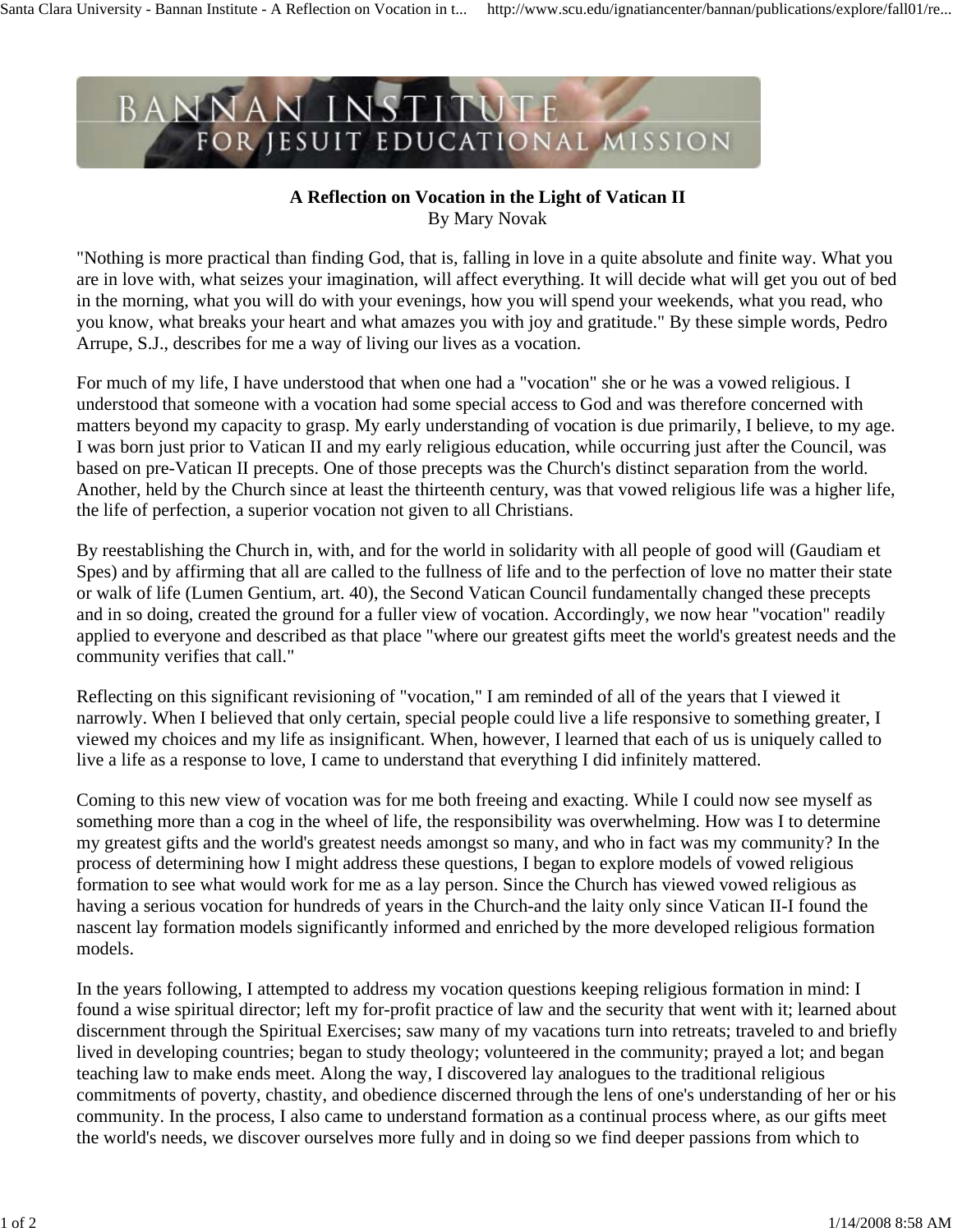**A Reflection on Vocation in the Light of Vatican II**
By Mary Novak

"Nothing is more practical than finding God, that is, falling in love in a quite absolute and finite way. What you are in love with, what seizes your imagination, will affect everything. It will decide what will get you out of bed in the morning, what you will do with your evenings, how you will spend your weekends, what you read, who you know, what breaks your heart and what amazes you with joy and gratitude." By these simple words, Pedro Arrupe, S.J., describes for me a way of living our lives as a vocation.

For much of my life, I have understood that when one had a "vocation" she or he was a vowed religious. I understood that someone with a vocation had some special access to God and was therefore concerned with matters beyond my capacity to grasp. My early understanding of vocation is due primarily, I believe, to my age. I was born just prior to Vatican II and my early religious education, while occurring just after the Council, was based on pre-Vatican II precepts. One of those precepts was the Church's distinct separation from the world. Another, held by the Church since at least the thirteenth century, was that vowed religious life was a higher life, the life of perfection, a superior vocation not given to all Christians.

By reestablishing the Church in, with, and for the world in solidarity with all people of good will (Gaudiam et Spes) and by affirming that all are called to the fullness of life and to the perfection of love no matter their state or walk of life (Lumen Gentium, art. 40), the Second Vatican Council fundamentally changed these precepts and in so doing, created the ground for a fuller view of vocation. Accordingly, we now hear "vocation" readily applied to everyone and described as that place "where our greatest gifts meet the world's greatest needs and the community verifies that call."

Reflecting on this significant revisioning of "vocation," I am reminded of all of the years that I viewed it narrowly. When I believed that only certain, special people could live a life responsive to something greater, I viewed my choices and my life as insignificant. When, however, I learned that each of us is uniquely called to live a life as a response to love, I came to understand that everything I did infinitely mattered.

Coming to this new view of vocation was for me both freeing and exacting. While I could now see myself as something more than a cog in the wheel of life, the responsibility was overwhelming. How was I to determine my greatest gifts and the world's greatest needs amongst so many, and who in fact was my community? In the process of determining how I might address these questions, I began to explore models of vowed religious formation to see what would work for me as a lay person. Since the Church has viewed vowed religious as having a serious vocation for hundreds of years in the Church-and the laity only since Vatican II-I found the nascent lay formation models significantly informed and enriched by the more developed religious formation models.

In the years following, I attempted to address my vocation questions keeping religious formation in mind: I found a wise spiritual director; left my for-profit practice of law and the security that went with it; learned about discernment through the Spiritual Exercises; saw many of my vacations turn into retreats; traveled to and briefly lived in developing countries; began to study theology; volunteered in the community; prayed a lot; and began teaching law to make ends meet. Along the way, I discovered lay analogues to the traditional religious commitments of poverty, chastity, and obedience discerned through the lens of one's understanding of her or his community. In the process, I also came to understand formation as a continual process where, as our gifts meet the world's needs, we discover ourselves more fully and in doing so we find deeper passions from which to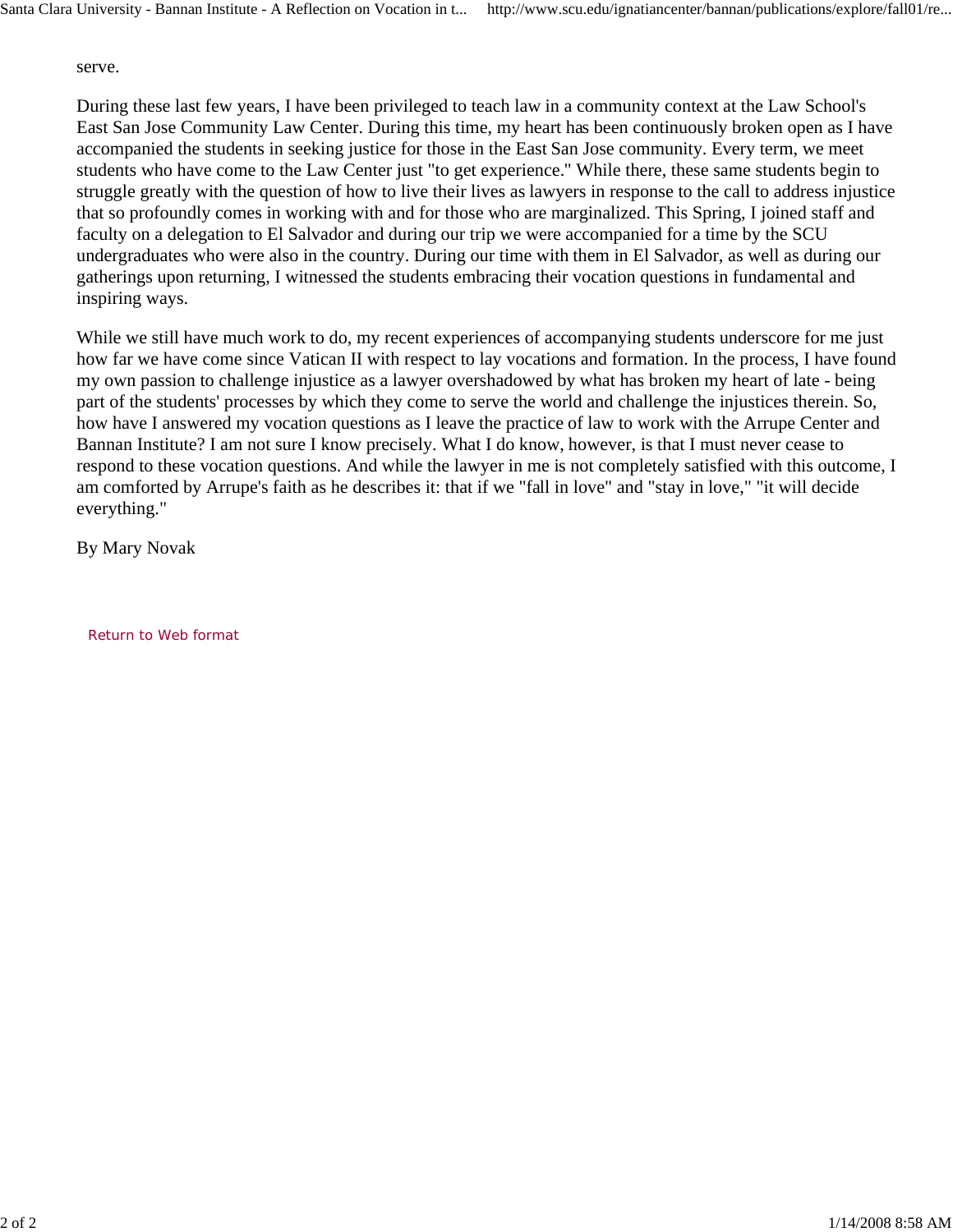serve.

During these last few years, I have been privileged to teach law in a community context at the Law School's East San Jose Community Law Center. During this time, my heart has been continuously broken open as I have accompanied the students in seeking justice for those in the East San Jose community. Every term, we meet students who have come to the Law Center just "to get experience." While there, these same students begin to struggle greatly with the question of how to live their lives as lawyers in response to the call to address injustice that so profoundly comes in working with and for those who are marginalized. This Spring, I joined staff and faculty on a delegation to El Salvador and during our trip we were accompanied for a time by the SCU undergraduates who were also in the country. During our time with them in El Salvador, as well as during our gatherings upon returning, I witnessed the students embracing their vocation questions in fundamental and inspiring ways.

While we still have much work to do, my recent experiences of accompanying students underscore for me just how far we have come since Vatican II with respect to lay vocations and formation. In the process, I have found my own passion to challenge injustice as a lawyer overshadowed by what has broken my heart of late - being part of the students' processes by which they come to serve the world and challenge the injustices therein. So, how have I answered my vocation questions as I leave the practice of law to work with the Arrupe Center and Bannan Institute? I am not sure I know precisely. What I do know, however, is that I must never cease to respond to these vocation questions. And while the lawyer in me is not completely satisfied with this outcome, I am comforted by Arrupe's faith as he describes it: that if we "fall in love" and "stay in love," "it will decide everything."

By Mary Novak

Return to Web format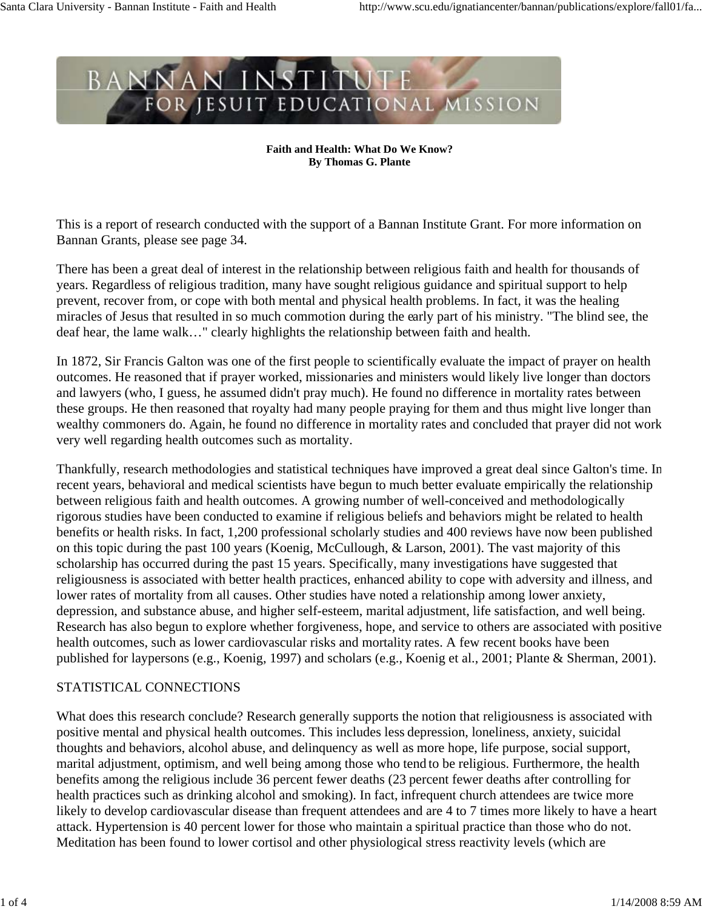**Faith and Health: What Do We Know?**
**By Thomas G. Plante**

This is a report of research conducted with the support of a Bannan Institute Grant. For more information on Bannan Grants, please see page 34.

There has been a great deal of interest in the relationship between religious faith and health for thousands of years. Regardless of religious tradition, many have sought religious guidance and spiritual support to help prevent, recover from, or cope with both mental and physical health problems. In fact, it was the healing miracles of Jesus that resulted in so much commotion during the early part of his ministry. "The blind see, the deaf hear, the lame walk…" clearly highlights the relationship between faith and health.

In 1872, Sir Francis Galton was one of the first people to scientifically evaluate the impact of prayer on health outcomes. He reasoned that if prayer worked, missionaries and ministers would likely live longer than doctors and lawyers (who, I guess, he assumed didn't pray much). He found no difference in mortality rates between these groups. He then reasoned that royalty had many people praying for them and thus might live longer than wealthy commoners do. Again, he found no difference in mortality rates and concluded that prayer did not work very well regarding health outcomes such as mortality.

Thankfully, research methodologies and statistical techniques have improved a great deal since Galton's time. In recent years, behavioral and medical scientists have begun to much better evaluate empirically the relationship between religious faith and health outcomes. A growing number of well-conceived and methodologically rigorous studies have been conducted to examine if religious beliefs and behaviors might be related to health benefits or health risks. In fact, 1,200 professional scholarly studies and 400 reviews have now been published on this topic during the past 100 years (Koenig, McCullough, & Larson, 2001). The vast majority of this scholarship has occurred during the past 15 years. Specifically, many investigations have suggested that religiousness is associated with better health practices, enhanced ability to cope with adversity and illness, and lower rates of mortality from all causes. Other studies have noted a relationship among lower anxiety, depression, and substance abuse, and higher self-esteem, marital adjustment, life satisfaction, and well being. Research has also begun to explore whether forgiveness, hope, and service to others are associated with positive health outcomes, such as lower cardiovascular risks and mortality rates. A few recent books have been published for laypersons (e.g., Koenig, 1997) and scholars (e.g., Koenig et al., 2001; Plante & Sherman, 2001).

STATISTICAL CONNECTIONS

What does this research conclude? Research generally supports the notion that religiousness is associated with positive mental and physical health outcomes. This includes less depression, loneliness, anxiety, suicidal thoughts and behaviors, alcohol abuse, and delinquency as well as more hope, life purpose, social support, marital adjustment, optimism, and well being among those who tend to be religious. Furthermore, the health benefits among the religious include 36 percent fewer deaths (23 percent fewer deaths after controlling for health practices such as drinking alcohol and smoking). In fact, infrequent church attendees are twice more likely to develop cardiovascular disease than frequent attendees and are 4 to 7 times more likely to have a heart attack. Hypertension is 40 percent lower for those who maintain a spiritual practice than those who do not. Meditation has been found to lower cortisol and other physiological stress reactivity levels (which are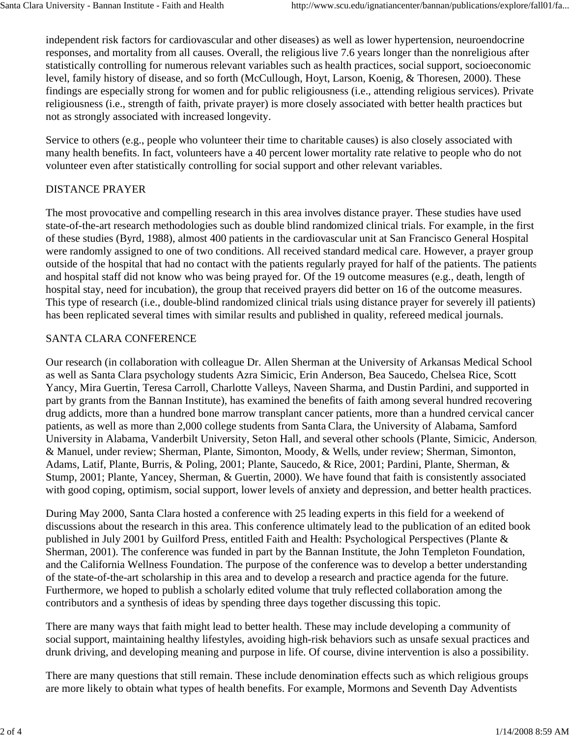independent risk factors for cardiovascular and other diseases) as well as lower hypertension, neuroendocrine responses, and mortality from all causes. Overall, the religious live 7.6 years longer than the nonreligious after statistically controlling for numerous relevant variables such as health practices, social support, socioeconomic level, family history of disease, and so forth (McCullough, Hoyt, Larson, Koenig, & Thoresen, 2000). These findings are especially strong for women and for public religiousness (i.e., attending religious services). Private religiousness (i.e., strength of faith, private prayer) is more closely associated with better health practices but not as strongly associated with increased longevity.

Service to others (e.g., people who volunteer their time to charitable causes) is also closely associated with many health benefits. In fact, volunteers have a 40 percent lower mortality rate relative to people who do not volunteer even after statistically controlling for social support and other relevant variables.

## DISTANCE PRAYER

The most provocative and compelling research in this area involves distance prayer. These studies have used state-of-the-art research methodologies such as double blind randomized clinical trials. For example, in the first of these studies (Byrd, 1988), almost 400 patients in the cardiovascular unit at San Francisco General Hospital were randomly assigned to one of two conditions. All received standard medical care. However, a prayer group outside of the hospital that had no contact with the patients regularly prayed for half of the patients. The patients and hospital staff did not know who was being prayed for. Of the 19 outcome measures (e.g., death, length of hospital stay, need for incubation), the group that received prayers did better on 16 of the outcome measures. This type of research (i.e., double-blind randomized clinical trials using distance prayer for severely ill patients) has been replicated several times with similar results and published in quality, refereed medical journals.

## SANTA CLARA CONFERENCE

Our research (in collaboration with colleague Dr. Allen Sherman at the University of Arkansas Medical School as well as Santa Clara psychology students Azra Simicic, Erin Anderson, Bea Saucedo, Chelsea Rice, Scott Yancy, Mira Guertin, Teresa Carroll, Charlotte Valleys, Naveen Sharma, and Dustin Pardini, and supported in part by grants from the Bannan Institute), has examined the benefits of faith among several hundred recovering drug addicts, more than a hundred bone marrow transplant cancer patients, more than a hundred cervical cancer patients, as well as more than 2,000 college students from Santa Clara, the University of Alabama, Samford University in Alabama, Vanderbilt University, Seton Hall, and several other schools (Plante, Simicic, Anderson, & Manuel, under review; Sherman, Plante, Simonton, Moody, & Wells, under review; Sherman, Simonton, Adams, Latif, Plante, Burris, & Poling, 2001; Plante, Saucedo, & Rice, 2001; Pardini, Plante, Sherman, & Stump, 2001; Plante, Yancey, Sherman, & Guertin, 2000). We have found that faith is consistently associated with good coping, optimism, social support, lower levels of anxiety and depression, and better health practices.

During May 2000, Santa Clara hosted a conference with 25 leading experts in this field for a weekend of discussions about the research in this area. This conference ultimately lead to the publication of an edited book published in July 2001 by Guilford Press, entitled Faith and Health: Psychological Perspectives (Plante & Sherman, 2001). The conference was funded in part by the Bannan Institute, the John Templeton Foundation, and the California Wellness Foundation. The purpose of the conference was to develop a better understanding of the state-of-the-art scholarship in this area and to develop a research and practice agenda for the future. Furthermore, we hoped to publish a scholarly edited volume that truly reflected collaboration among the contributors and a synthesis of ideas by spending three days together discussing this topic.

There are many ways that faith might lead to better health. These may include developing a community of social support, maintaining healthy lifestyles, avoiding high-risk behaviors such as unsafe sexual practices and drunk driving, and developing meaning and purpose in life. Of course, divine intervention is also a possibility.

There are many questions that still remain. These include denomination effects such as which religious groups are more likely to obtain what types of health benefits. For example, Mormons and Seventh Day Adventists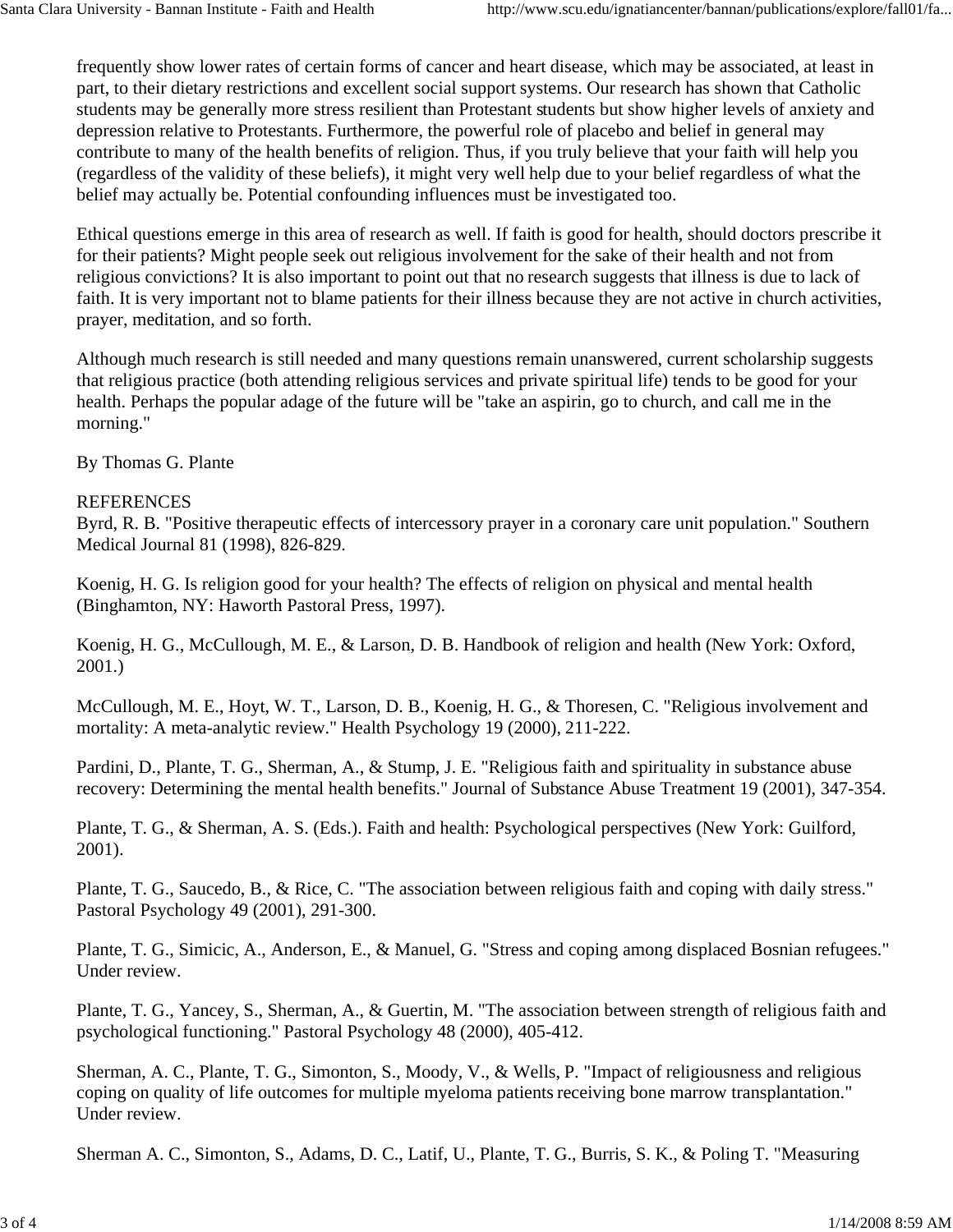frequently show lower rates of certain forms of cancer and heart disease, which may be associated, at least in part, to their dietary restrictions and excellent social support systems. Our research has shown that Catholic students may be generally more stress resilient than Protestant students but show higher levels of anxiety and depression relative to Protestants. Furthermore, the powerful role of placebo and belief in general may contribute to many of the health benefits of religion. Thus, if you truly believe that your faith will help you (regardless of the validity of these beliefs), it might very well help due to your belief regardless of what the belief may actually be. Potential confounding influences must be investigated too.

Ethical questions emerge in this area of research as well. If faith is good for health, should doctors prescribe it for their patients? Might people seek out religious involvement for the sake of their health and not from religious convictions? It is also important to point out that no research suggests that illness is due to lack of faith. It is very important not to blame patients for their illness because they are not active in church activities, prayer, meditation, and so forth.

Although much research is still needed and many questions remain unanswered, current scholarship suggests that religious practice (both attending religious services and private spiritual life) tends to be good for your health. Perhaps the popular adage of the future will be "take an aspirin, go to church, and call me in the morning."

By Thomas G. Plante

REFERENCES

Byrd, R. B. "Positive therapeutic effects of intercessory prayer in a coronary care unit population." Southern Medical Journal 81 (1998), 826-829.

Koenig, H. G. Is religion good for your health? The effects of religion on physical and mental health (Binghamton, NY: Haworth Pastoral Press, 1997).

Koenig, H. G., McCullough, M. E., & Larson, D. B. Handbook of religion and health (New York: Oxford, 2001.)

McCullough, M. E., Hoyt, W. T., Larson, D. B., Koenig, H. G., & Thoresen, C. "Religious involvement and mortality: A meta-analytic review." Health Psychology 19 (2000), 211-222.

Pardini, D., Plante, T. G., Sherman, A., & Stump, J. E. "Religious faith and spirituality in substance abuse recovery: Determining the mental health benefits." Journal of Substance Abuse Treatment 19 (2001), 347-354.

Plante, T. G., & Sherman, A. S. (Eds.). Faith and health: Psychological perspectives (New York: Guilford, 2001).

Plante, T. G., Saucedo, B., & Rice, C. "The association between religious faith and coping with daily stress." Pastoral Psychology 49 (2001), 291-300.

Plante, T. G., Simicic, A., Anderson, E., & Manuel, G. "Stress and coping among displaced Bosnian refugees." Under review.

Plante, T. G., Yancey, S., Sherman, A., & Guertin, M. "The association between strength of religious faith and psychological functioning." Pastoral Psychology 48 (2000), 405-412.

Sherman, A. C., Plante, T. G., Simonton, S., Moody, V., & Wells, P. "Impact of religiousness and religious coping on quality of life outcomes for multiple myeloma patients receiving bone marrow transplantation." Under review.

Sherman A. C., Simonton, S., Adams, D. C., Latif, U., Plante, T. G., Burris, S. K., & Poling T. "Measuring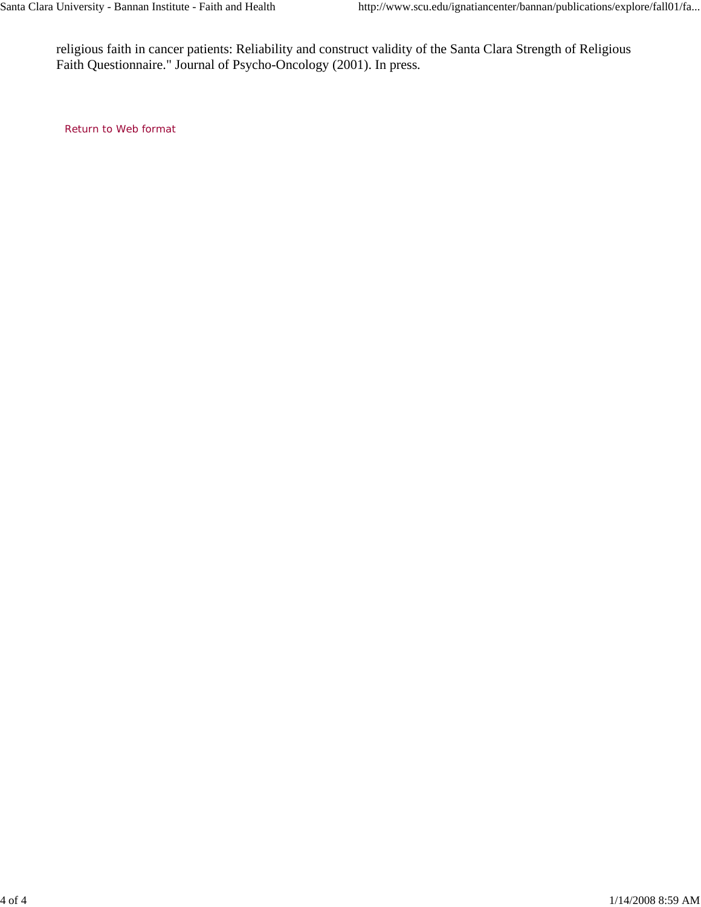religious faith in cancer patients: Reliability and construct validity of the Santa Clara Strength of Religious Faith Questionnaire." Journal of Psycho-Oncology (2001). In press.

Return to Web format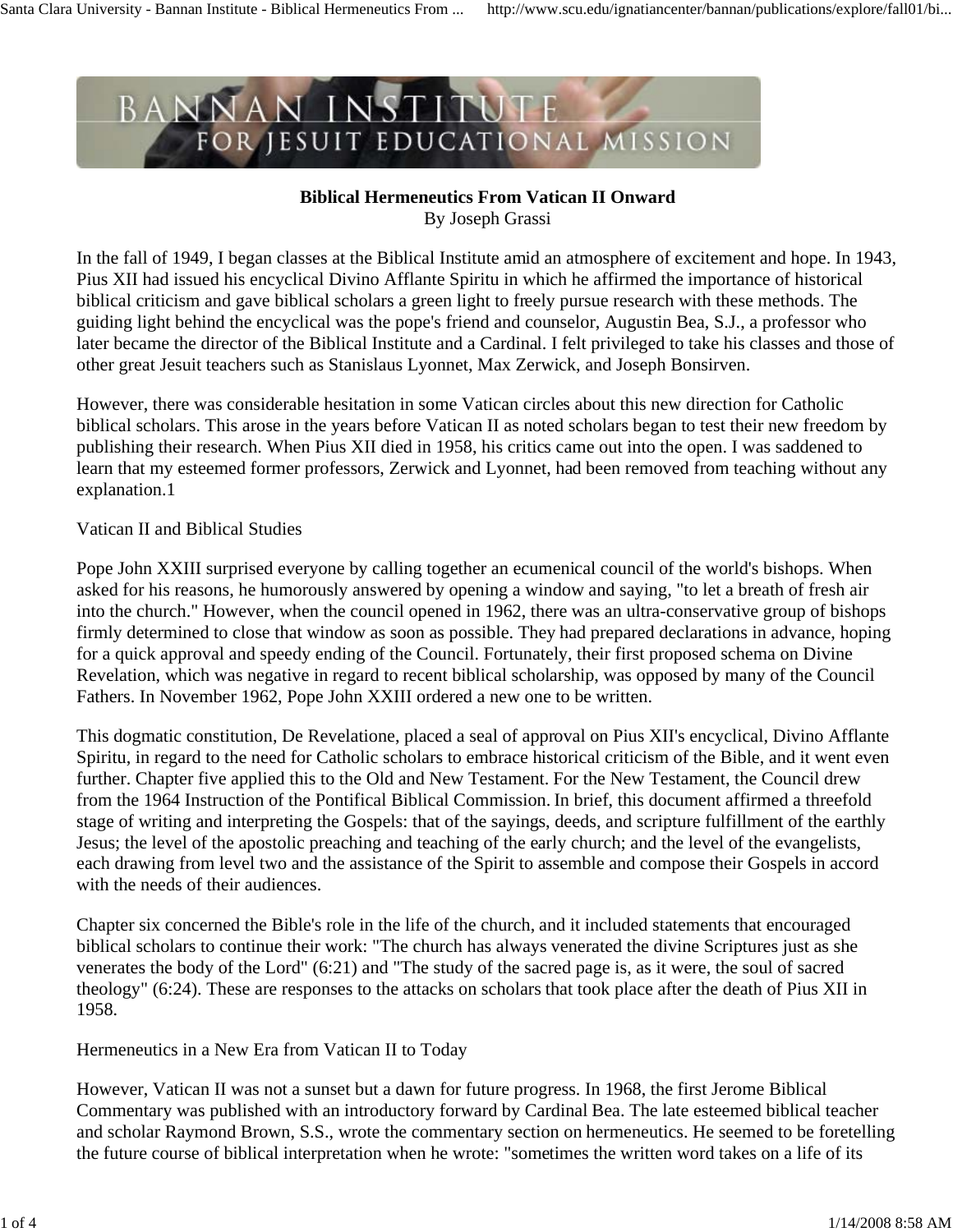**Biblical Hermeneutics From Vatican II Onward**
By Joseph Grassi

In the fall of 1949, I began classes at the Biblical Institute amid an atmosphere of excitement and hope. In 1943, Pius XII had issued his encyclical Divino Afflante Spiritu in which he affirmed the importance of historical biblical criticism and gave biblical scholars a green light to freely pursue research with these methods. The guiding light behind the encyclical was the pope's friend and counselor, Augustin Bea, S.J., a professor who later became the director of the Biblical Institute and a Cardinal. I felt privileged to take his classes and those of other great Jesuit teachers such as Stanislaus Lyonnet, Max Zerwick, and Joseph Bonsirven.

However, there was considerable hesitation in some Vatican circles about this new direction for Catholic biblical scholars. This arose in the years before Vatican II as noted scholars began to test their new freedom by publishing their research. When Pius XII died in 1958, his critics came out into the open. I was saddened to learn that my esteemed former professors, Zerwick and Lyonnet, had been removed from teaching without any explanation.1

Vatican II and Biblical Studies

Pope John XXIII surprised everyone by calling together an ecumenical council of the world's bishops. When asked for his reasons, he humorously answered by opening a window and saying, "to let a breath of fresh air into the church." However, when the council opened in 1962, there was an ultra-conservative group of bishops firmly determined to close that window as soon as possible. They had prepared declarations in advance, hoping for a quick approval and speedy ending of the Council. Fortunately, their first proposed schema on Divine Revelation, which was negative in regard to recent biblical scholarship, was opposed by many of the Council Fathers. In November 1962, Pope John XXIII ordered a new one to be written.

This dogmatic constitution, De Revelatione, placed a seal of approval on Pius XII's encyclical, Divino Afflante Spiritu, in regard to the need for Catholic scholars to embrace historical criticism of the Bible, and it went even further. Chapter five applied this to the Old and New Testament. For the New Testament, the Council drew from the 1964 Instruction of the Pontifical Biblical Commission. In brief, this document affirmed a threefold stage of writing and interpreting the Gospels: that of the sayings, deeds, and scripture fulfillment of the earthly Jesus; the level of the apostolic preaching and teaching of the early church; and the level of the evangelists, each drawing from level two and the assistance of the Spirit to assemble and compose their Gospels in accord with the needs of their audiences.

Chapter six concerned the Bible's role in the life of the church, and it included statements that encouraged biblical scholars to continue their work: "The church has always venerated the divine Scriptures just as she venerates the body of the Lord" (6:21) and "The study of the sacred page is, as it were, the soul of sacred theology" (6:24). These are responses to the attacks on scholars that took place after the death of Pius XII in 1958.

Hermeneutics in a New Era from Vatican II to Today

However, Vatican II was not a sunset but a dawn for future progress. In 1968, the first Jerome Biblical Commentary was published with an introductory forward by Cardinal Bea. The late esteemed biblical teacher and scholar Raymond Brown, S.S., wrote the commentary section on hermeneutics. He seemed to be foretelling the future course of biblical interpretation when he wrote: "sometimes the written word takes on a life of its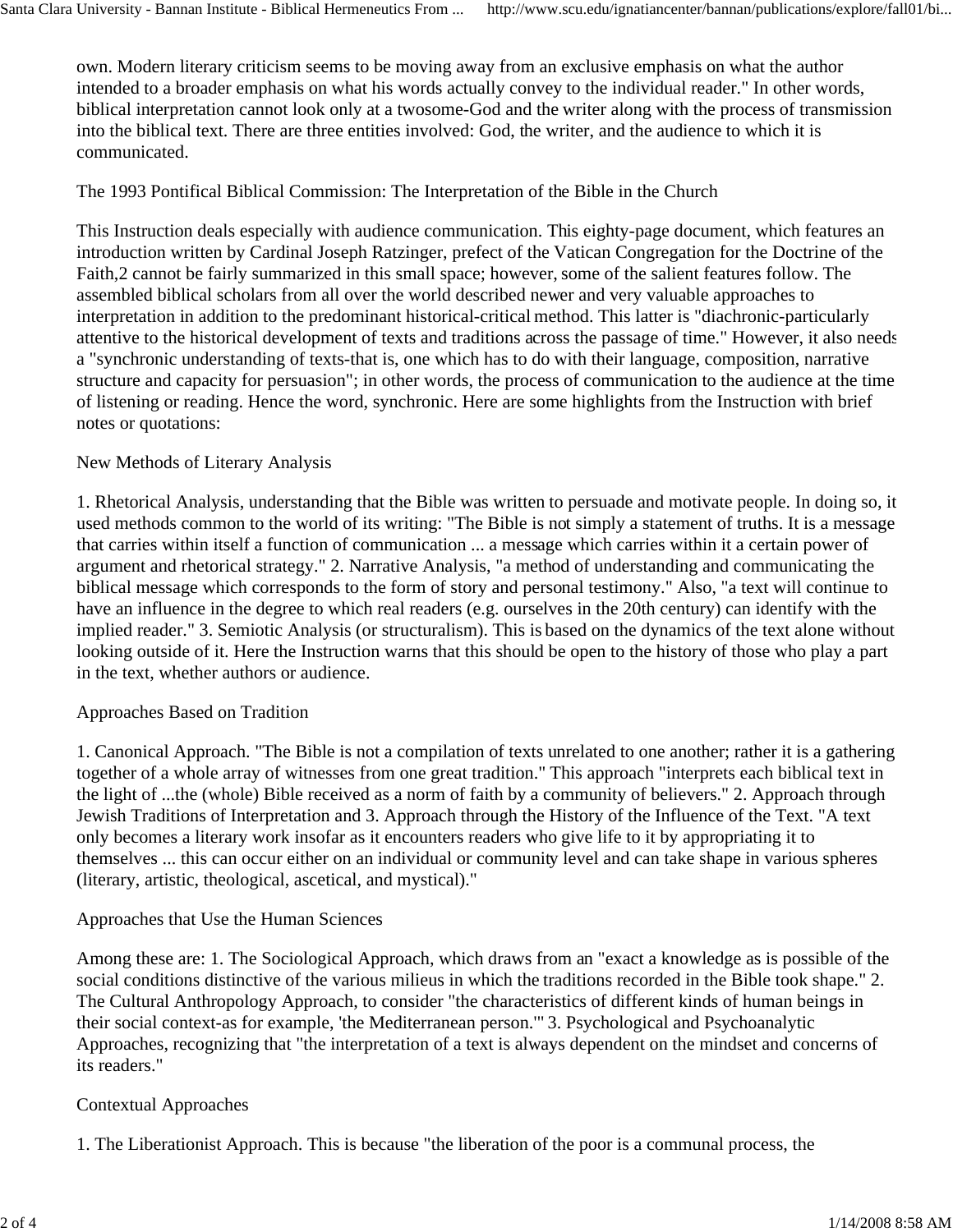own. Modern literary criticism seems to be moving away from an exclusive emphasis on what the author intended to a broader emphasis on what his words actually convey to the individual reader." In other words, biblical interpretation cannot look only at a twosome-God and the writer along with the process of transmission into the biblical text. There are three entities involved: God, the writer, and the audience to which it is communicated.

## The 1993 Pontifical Biblical Commission: The Interpretation of the Bible in the Church

This Instruction deals especially with audience communication. This eighty-page document, which features an introduction written by Cardinal Joseph Ratzinger, prefect of the Vatican Congregation for the Doctrine of the Faith,2 cannot be fairly summarized in this small space; however, some of the salient features follow. The assembled biblical scholars from all over the world described newer and very valuable approaches to interpretation in addition to the predominant historical-critical method. This latter is "diachronic-particularly attentive to the historical development of texts and traditions across the passage of time." However, it also needs a "synchronic understanding of texts-that is, one which has to do with their language, composition, narrative structure and capacity for persuasion"; in other words, the process of communication to the audience at the time of listening or reading. Hence the word, synchronic. Here are some highlights from the Instruction with brief notes or quotations:

### New Methods of Literary Analysis

1. Rhetorical Analysis, understanding that the Bible was written to persuade and motivate people. In doing so, it used methods common to the world of its writing: "The Bible is not simply a statement of truths. It is a message that carries within itself a function of communication ... a message which carries within it a certain power of argument and rhetorical strategy." 2. Narrative Analysis, "a method of understanding and communicating the biblical message which corresponds to the form of story and personal testimony." Also, "a text will continue to have an influence in the degree to which real readers (e.g. ourselves in the 20th century) can identify with the implied reader." 3. Semiotic Analysis (or structuralism). This is based on the dynamics of the text alone without looking outside of it. Here the Instruction warns that this should be open to the history of those who play a part in the text, whether authors or audience.

### Approaches Based on Tradition

1. Canonical Approach. "The Bible is not a compilation of texts unrelated to one another; rather it is a gathering together of a whole array of witnesses from one great tradition." This approach "interprets each biblical text in the light of ...the (whole) Bible received as a norm of faith by a community of believers." 2. Approach through Jewish Traditions of Interpretation and 3. Approach through the History of the Influence of the Text. "A text only becomes a literary work insofar as it encounters readers who give life to it by appropriating it to themselves ... this can occur either on an individual or community level and can take shape in various spheres (literary, artistic, theological, ascetical, and mystical)."

### Approaches that Use the Human Sciences

Among these are: 1. The Sociological Approach, which draws from an "exact a knowledge as is possible of the social conditions distinctive of the various milieus in which the traditions recorded in the Bible took shape." 2. The Cultural Anthropology Approach, to consider "the characteristics of different kinds of human beings in their social context-as for example, 'the Mediterranean person.'" 3. Psychological and Psychoanalytic Approaches, recognizing that "the interpretation of a text is always dependent on the mindset and concerns of its readers."

### Contextual Approaches

1. The Liberationist Approach. This is because "the liberation of the poor is a communal process, the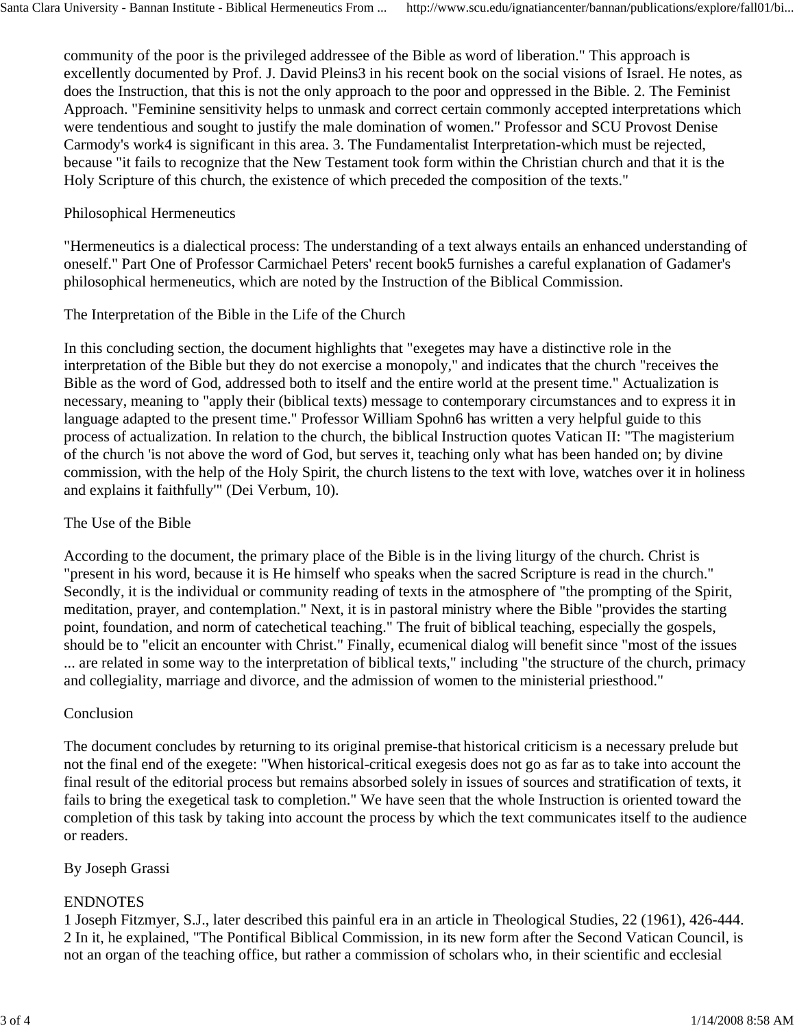community of the poor is the privileged addressee of the Bible as word of liberation." This approach is excellently documented by Prof. J. David Pleins[3] in his recent book on the social visions of Israel. He notes, as does the Instruction, that this is not the only approach to the poor and oppressed in the Bible. 2. The Feminist Approach. "Feminine sensitivity helps to unmask and correct certain commonly accepted interpretations which were tendentious and sought to justify the male domination of women." Professor and SCU Provost Denise Carmody's work[4] is significant in this area. 3. The Fundamentalist Interpretation-which must be rejected, because "it fails to recognize that the New Testament took form within the Christian church and that it is the Holy Scripture of this church, the existence of which preceded the composition of the texts."

## Philosophical Hermeneutics

"Hermeneutics is a dialectical process: The understanding of a text always entails an enhanced understanding of oneself." Part One of Professor Carmichael Peters' recent book[5] furnishes a careful explanation of Gadamer's philosophical hermeneutics, which are noted by the Instruction of the Biblical Commission.

## The Interpretation of the Bible in the Life of the Church

In this concluding section, the document highlights that "exegetes may have a distinctive role in the interpretation of the Bible but they do not exercise a monopoly," and indicates that the church "receives the Bible as the word of God, addressed both to itself and the entire world at the present time." Actualization is necessary, meaning to "apply their (biblical texts) message to contemporary circumstances and to express it in language adapted to the present time." Professor William Spohn[6] has written a very helpful guide to this process of actualization. In relation to the church, the biblical Instruction quotes Vatican II: "The magisterium of the church 'is not above the word of God, but serves it, teaching only what has been handed on; by divine commission, with the help of the Holy Spirit, the church listens to the text with love, watches over it in holiness and explains it faithfully'" (Dei Verbum, 10).

## The Use of the Bible

According to the document, the primary place of the Bible is in the living liturgy of the church. Christ is "present in his word, because it is He himself who speaks when the sacred Scripture is read in the church." Secondly, it is the individual or community reading of texts in the atmosphere of "the prompting of the Spirit, meditation, prayer, and contemplation." Next, it is in pastoral ministry where the Bible "provides the starting point, foundation, and norm of catechetical teaching." The fruit of biblical teaching, especially the gospels, should be to "elicit an encounter with Christ." Finally, ecumenical dialog will benefit since "most of the issues ... are related in some way to the interpretation of biblical texts," including "the structure of the church, primacy and collegiality, marriage and divorce, and the admission of women to the ministerial priesthood."

## Conclusion

The document concludes by returning to its original premise-that historical criticism is a necessary prelude but not the final end of the exegete: "When historical-critical exegesis does not go as far as to take into account the final result of the editorial process but remains absorbed solely in issues of sources and stratification of texts, it fails to bring the exegetical task to completion." We have seen that the whole Instruction is oriented toward the completion of this task by taking into account the process by which the text communicates itself to the audience or readers.

By Joseph Grassi

## ENDNOTES

1 Joseph Fitzmyer, S.J., later described this painful era in an article in Theological Studies, 22 (1961), 426-444.
2 In it, he explained, "The Pontifical Biblical Commission, in its new form after the Second Vatican Council, is not an organ of the teaching office, but rather a commission of scholars who, in their scientific and ecclesial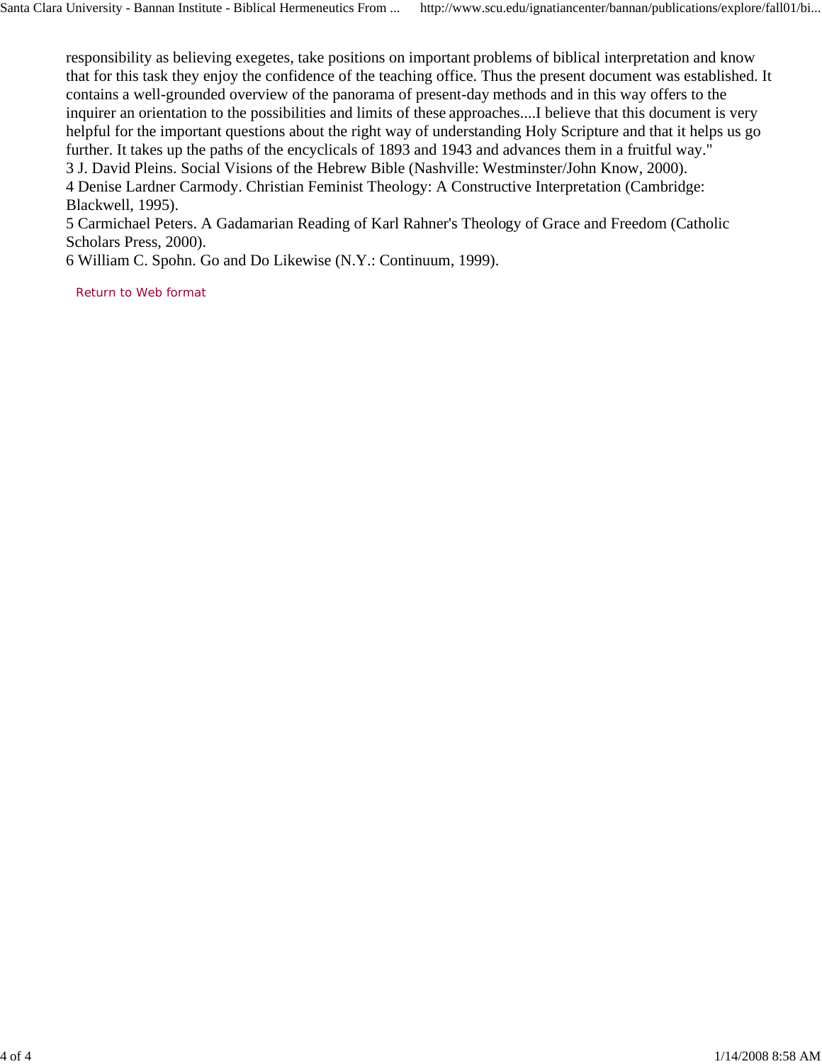responsibility as believing exegetes, take positions on important problems of biblical interpretation and know that for this task they enjoy the confidence of the teaching office. Thus the present document was established. It contains a well-grounded overview of the panorama of present-day methods and in this way offers to the inquirer an orientation to the possibilities and limits of these approaches....I believe that this document is very helpful for the important questions about the right way of understanding Holy Scripture and that it helps us go further. It takes up the paths of the encyclicals of 1893 and 1943 and advances them in a fruitful way."

3 J. David Pleins. Social Visions of the Hebrew Bible (Nashville: Westminster/John Know, 2000).

4 Denise Lardner Carmody. Christian Feminist Theology: A Constructive Interpretation (Cambridge: Blackwell, 1995).

5 Carmichael Peters. A Gadamarian Reading of Karl Rahner's Theology of Grace and Freedom (Catholic Scholars Press, 2000).

6 William C. Spohn. Go and Do Likewise (N.Y.: Continuum, 1999).

Return to Web format